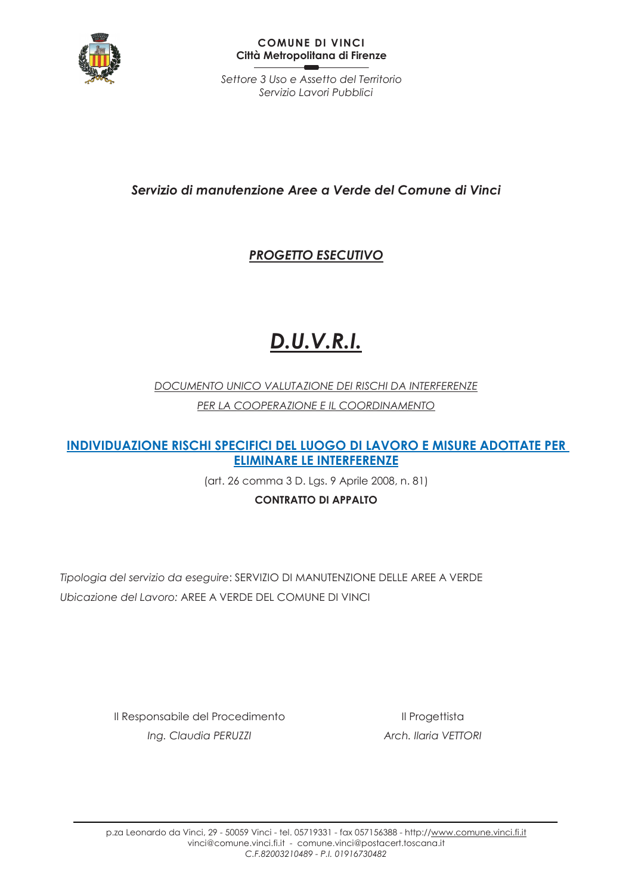**COMUNE DI VINCI**
**Città Metropolitana di Firenze**

*Settore 3 Uso e Assetto del Territorio*
*Servizio Lavori Pubblici*

## *Servizio di manutenzione Aree a Verde del Comune di Vinci*

## ***PROGETTO ESECUTIVO***

# ***D.U.V.R.I.***

*DOCUMENTO UNICO VALUTAZIONE DEI RISCHI DA INTERFERENZE*

*PER LA COOPERAZIONE E IL COORDINAMENTO*

**INDIVIDUAZIONE RISCHI SPECIFICI DEL LUOGO DI LAVORO E MISURE ADOTTATE PER ELIMINARE LE INTERFERENZE**

(art. 26 comma 3 D. Lgs. 9 Aprile 2008, n. 81)

**CONTRATTO DI APPALTO**

*Tipologia del servizio da eseguire*: SERVIZIO DI MANUTENZIONE DELLE AREE A VERDE

*Ubicazione del Lavoro:* AREE A VERDE DEL COMUNE DI VINCI

| Il Responsabile del Procedimento | Il Progettista |
| --- | --- |
| *Ing. Claudia PERUZZI* | *Arch. Ilaria VETTORI* |

p.za Leonardo da Vinci, 29 - 50059 Vinci - tel. 05719331 - fax 057156388 - http://www.comune.vinci.fi.it
vinci@comune.vinci.fi.it - comune.vinci@postacert.toscana.it
*C.F.82003210489 - P.I. 01916730482*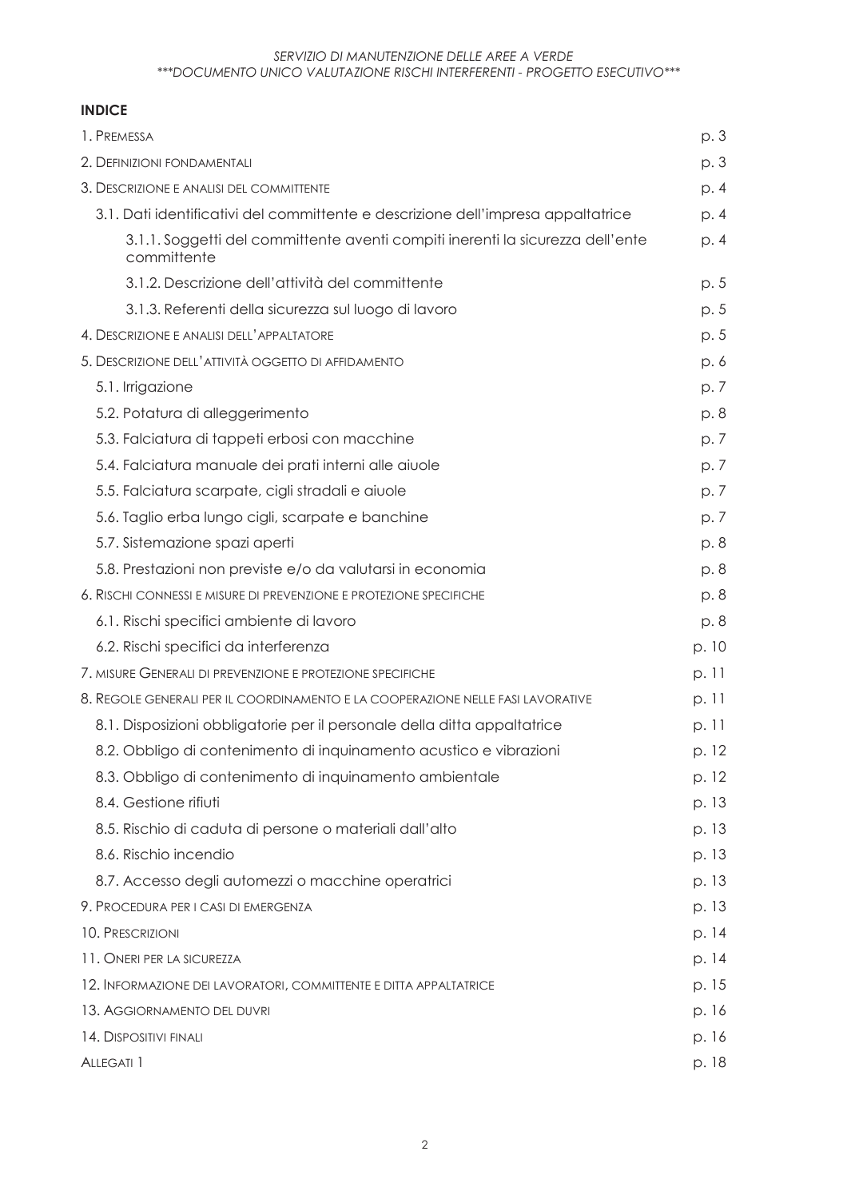**INDICE**

| | |
|---|---|
| 1. PREMESSA | p. 3 |
| 2. DEFINIZIONI FONDAMENTALI | p. 3 |
| 3. DESCRIZIONE E ANALISI DEL COMMITTENTE | p. 4 |
| 3.1. Dati identificativi del committente e descrizione dell'impresa appaltatrice | p. 4 |
| 3.1.1. Soggetti del committente aventi compiti inerenti la sicurezza dell'ente committente | p. 4 |
| 3.1.2. Descrizione dell'attività del committente | p. 5 |
| 3.1.3. Referenti della sicurezza sul luogo di lavoro | p. 5 |
| 4. DESCRIZIONE E ANALISI DELL'APPALTATORE | p. 5 |
| 5. DESCRIZIONE DELL'ATTIVITÀ OGGETTO DI AFFIDAMENTO | p. 6 |
| 5.1. Irrigazione | p. 7 |
| 5.2. Potatura di alleggerimento | p. 8 |
| 5.3. Falciatura di tappeti erbosi con macchine | p. 7 |
| 5.4. Falciatura manuale dei prati interni alle aiuole | p. 7 |
| 5.5. Falciatura scarpate, cigli stradali e aiuole | p. 7 |
| 5.6. Taglio erba lungo cigli, scarpate e banchine | p. 7 |
| 5.7. Sistemazione spazi aperti | p. 8 |
| 5.8. Prestazioni non previste e/o da valutarsi in economia | p. 8 |
| 6. RISCHI CONNESSI E MISURE DI PREVENZIONE E PROTEZIONE SPECIFICHE | p. 8 |
| 6.1. Rischi specifici ambiente di lavoro | p. 8 |
| 6.2. Rischi specifici da interferenza | p. 10 |
| 7. MISURE GENERALI DI PREVENZIONE E PROTEZIONE SPECIFICHE | p. 11 |
| 8. REGOLE GENERALI PER IL COORDINAMENTO E LA COOPERAZIONE NELLE FASI LAVORATIVE | p. 11 |
| 8.1. Disposizioni obbligatorie per il personale della ditta appaltatrice | p. 11 |
| 8.2. Obbligo di contenimento di inquinamento acustico e vibrazioni | p. 12 |
| 8.3. Obbligo di contenimento di inquinamento ambientale | p. 12 |
| 8.4. Gestione rifiuti | p. 13 |
| 8.5. Rischio di caduta di persone o materiali dall'alto | p. 13 |
| 8.6. Rischio incendio | p. 13 |
| 8.7. Accesso degli automezzi o macchine operatrici | p. 13 |
| 9. PROCEDURA PER I CASI DI EMERGENZA | p. 13 |
| 10. PRESCRIZIONI | p. 14 |
| 11. ONERI PER LA SICUREZZA | p. 14 |
| 12. INFORMAZIONE DEI LAVORATORI, COMMITTENTE E DITTA APPALTATRICE | p. 15 |
| 13. AGGIORNAMENTO DEL DUVRI | p. 16 |
| 14. DISPOSITIVI FINALI | p. 16 |
| ALLEGATI 1 | p. 18 |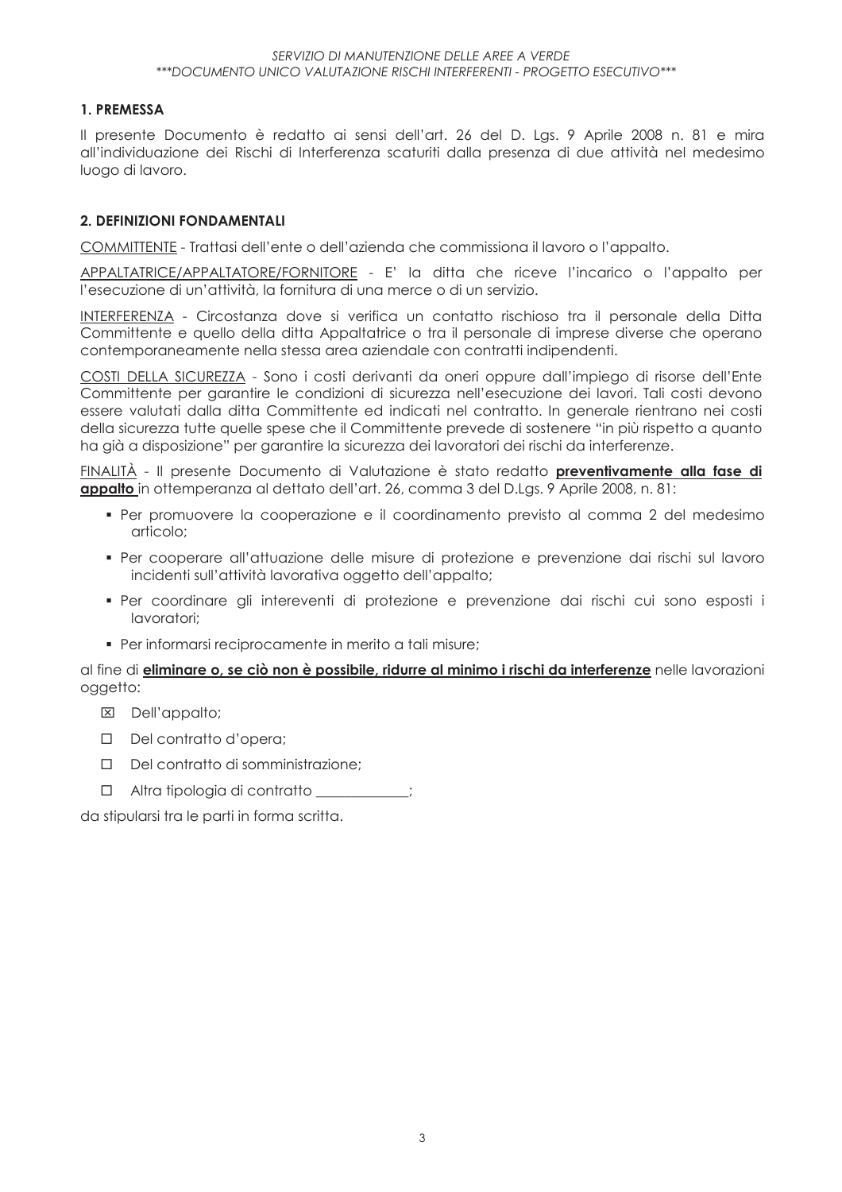## 1. PREMESSA

Il presente Documento è redatto ai sensi dell'art. 26 del D. Lgs. 9 Aprile 2008 n. 81 e mira all'individuazione dei Rischi di Interferenza scaturiti dalla presenza di due attività nel medesimo luogo di lavoro.

## 2. DEFINIZIONI FONDAMENTALI

<u>COMMITTENTE</u> - Trattasi dell'ente o dell'azienda che commissiona il lavoro o l'appalto.

<u>APPALTATRICE/APPALTATORE/FORNITORE</u> - E' la ditta che riceve l'incarico o l'appalto per l'esecuzione di un'attività, la fornitura di una merce o di un servizio.

<u>INTERFERENZA</u> - Circostanza dove si verifica un contatto rischioso tra il personale della Ditta Committente e quello della ditta Appaltatrice o tra il personale di imprese diverse che operano contemporaneamente nella stessa area aziendale con contratti indipendenti.

<u>COSTI DELLA SICUREZZA</u> - Sono i costi derivanti da oneri oppure dall'impiego di risorse dell'Ente Committente per garantire le condizioni di sicurezza nell'esecuzione dei lavori. Tali costi devono essere valutati dalla ditta Committente ed indicati nel contratto. In generale rientrano nei costi della sicurezza tutte quelle spese che il Committente prevede di sostenere "in più rispetto a quanto ha già a disposizione" per garantire la sicurezza dei lavoratori dei rischi da interferenze.

<u>FINALITÀ</u> - Il presente Documento di Valutazione è stato redatto **<u>preventivamente alla fase di appalto</u>** in ottemperanza al dettato dell'art. 26, comma 3 del D.Lgs. 9 Aprile 2008, n. 81:

- Per promuovere la cooperazione e il coordinamento previsto al comma 2 del medesimo articolo;
- Per cooperare all'attuazione delle misure di protezione e prevenzione dai rischi sul lavoro incidenti sull'attività lavorativa oggetto dell'appalto;
- Per coordinare gli intereventi di protezione e prevenzione dai rischi cui sono esposti i lavoratori;
- Per informarsi reciprocamente in merito a tali misure;

al fine di **<u>eliminare o, se ciò non è possibile, ridurre al minimo i rischi da interferenze</u>** nelle lavorazioni oggetto:

- ☒ Dell'appalto;
- ☐ Del contratto d'opera;
- ☐ Del contratto di somministrazione;
- ☐ Altra tipologia di contratto _____________;

da stipularsi tra le parti in forma scritta.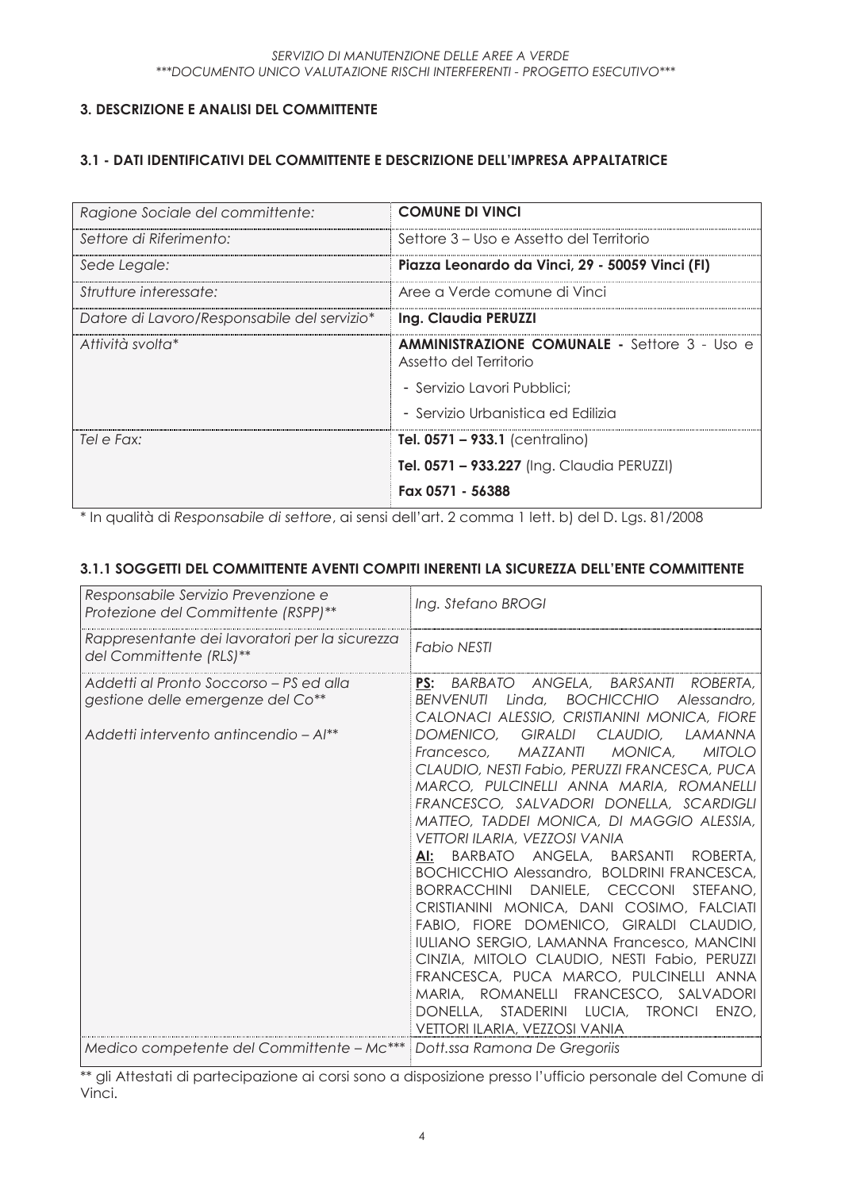## 3. DESCRIZIONE E ANALISI DEL COMMITTENTE

### 3.1 - DATI IDENTIFICATIVI DEL COMMITTENTE E DESCRIZIONE DELL'IMPRESA APPALTATRICE

| | |
|---|---|
| *Ragione Sociale del committente:* | **COMUNE DI VINCI** |
| *Settore di Riferimento:* | Settore 3 – Uso e Assetto del Territorio |
| *Sede Legale:* | **Piazza Leonardo da Vinci, 29 - 50059 Vinci (FI)** |
| *Strutture interessate:* | Aree a Verde comune di Vinci |
| *Datore di Lavoro/Responsabile del servizio** | **Ing. Claudia PERUZZI** |
| *Attività svolta** | **AMMINISTRAZIONE COMUNALE -** Settore 3 - Uso e Assetto del Territorio<br>- Servizio Lavori Pubblici;<br>- Servizio Urbanistica ed Edilizia |
| *Tel e Fax:* | **Tel. 0571 – 933.1** (centralino)<br>**Tel. 0571 – 933.227** (Ing. Claudia PERUZZI)<br>**Fax 0571 - 56388** |

\* In qualità di *Responsabile di settore*, ai sensi dell'art. 2 comma 1 lett. b) del D. Lgs. 81/2008

### 3.1.1 SOGGETTI DEL COMMITTENTE AVENTI COMPITI INERENTI LA SICUREZZA DELL'ENTE COMMITTENTE

| | |
|---|---|
| *Responsabile Servizio Prevenzione e Protezione del Committente (RSPP)*** | *Ing. Stefano BROGI* |
| *Rappresentante dei lavoratori per la sicurezza del Committente (RLS)*** | *Fabio NESTI* |
| *Addetti al Pronto Soccorso – PS ed alla gestione delle emergenze del Co***<br><br>*Addetti intervento antincendio – AI*** | **PS:** *BARBATO ANGELA, BARSANTI ROBERTA, BENVENUTI Linda, BOCHICCHIO Alessandro, CALONACI ALESSIO, CRISTIANINI MONICA, FIORE DOMENICO, GIRALDI CLAUDIO, LAMANNA Francesco, MAZZANTI MONICA, MITOLO CLAUDIO, NESTI Fabio, PERUZZI FRANCESCA, PUCA MARCO, PULCINELLI ANNA MARIA, ROMANELLI FRANCESCO, SALVADORI DONELLA, SCARDIGLI MATTEO, TADDEI MONICA, DI MAGGIO ALESSIA, VETTORI ILARIA, VEZZOSI VANIA*<br>**AI:** BARBATO ANGELA, BARSANTI ROBERTA, BOCHICCHIO Alessandro, BOLDRINI FRANCESCA, BORRACCHINI DANIELE, CECCONI STEFANO, CRISTIANINI MONICA, DANI COSIMO, FALCIATI FABIO, FIORE DOMENICO, GIRALDI CLAUDIO, IULIANO SERGIO, LAMANNA Francesco, MANCINI CINZIA, MITOLO CLAUDIO, NESTI Fabio, PERUZZI FRANCESCA, PUCA MARCO, PULCINELLI ANNA MARIA, ROMANELLI FRANCESCO, SALVADORI DONELLA, STADERINI LUCIA, TRONCI ENZO, VETTORI ILARIA, VEZZOSI VANIA |
| *Medico competente del Committente – Mc**** | *Dott.ssa Ramona De Gregoriis* |

** gli Attestati di partecipazione ai corsi sono a disposizione presso l'ufficio personale del Comune di Vinci.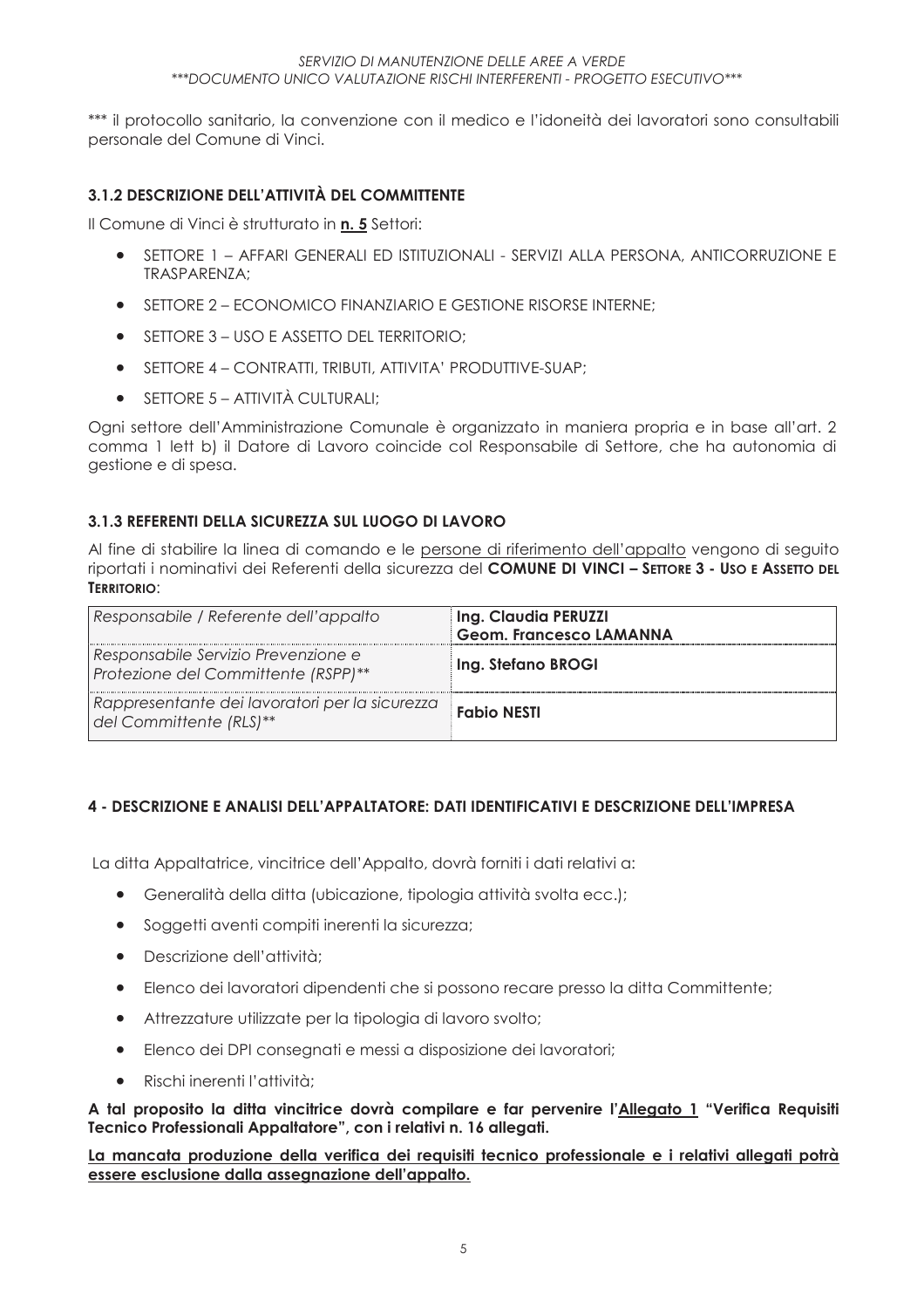*** il protocollo sanitario, la convenzione con il medico e l'idoneità dei lavoratori sono consultabili personale del Comune di Vinci.

### 3.1.2 DESCRIZIONE DELL'ATTIVITÀ DEL COMMITTENTE

Il Comune di Vinci è strutturato in **n. 5** Settori:

- SETTORE 1 – AFFARI GENERALI ED ISTITUZIONALI - SERVIZI ALLA PERSONA, ANTICORRUZIONE E TRASPARENZA;
- SETTORE 2 – ECONOMICO FINANZIARIO E GESTIONE RISORSE INTERNE;
- SETTORE 3 – USO E ASSETTO DEL TERRITORIO;
- SETTORE 4 – CONTRATTI, TRIBUTI, ATTIVITA' PRODUTTIVE-SUAP;
- SETTORE 5 – ATTIVITÀ CULTURALI;

Ogni settore dell'Amministrazione Comunale è organizzato in maniera propria e in base all'art. 2 comma 1 lett b) il Datore di Lavoro coincide col Responsabile di Settore, che ha autonomia di gestione e di spesa.

### 3.1.3 REFERENTI DELLA SICUREZZA SUL LUOGO DI LAVORO

Al fine di stabilire la linea di comando e le persone di riferimento dell'appalto vengono di seguito riportati i nominativi dei Referenti della sicurezza del **COMUNE DI VINCI – SETTORE 3 - USO E ASSETTO DEL TERRITORIO**:

| | |
|---|---|
| *Responsabile / Referente dell'appalto* | **Ing. Claudia PERUZZI**<br>**Geom. Francesco LAMANNA** |
| *Responsabile Servizio Prevenzione e Protezione del Committente (RSPP)*** | **Ing. Stefano BROGI** |
| *Rappresentante dei lavoratori per la sicurezza del Committente (RLS)*** | **Fabio NESTI** |

## 4 - DESCRIZIONE E ANALISI DELL'APPALTATORE: DATI IDENTIFICATIVI E DESCRIZIONE DELL'IMPRESA

La ditta Appaltatrice, vincitrice dell'Appalto, dovrà forniti i dati relativi a:

- Generalità della ditta (ubicazione, tipologia attività svolta ecc.);
- Soggetti aventi compiti inerenti la sicurezza;
- Descrizione dell'attività;
- Elenco dei lavoratori dipendenti che si possono recare presso la ditta Committente;
- Attrezzature utilizzate per la tipologia di lavoro svolto;
- Elenco dei DPI consegnati e messi a disposizione dei lavoratori;
- Rischi inerenti l'attività;

**A tal proposito la ditta vincitrice dovrà compilare e far pervenire l'Allegato 1 "Verifica Requisiti Tecnico Professionali Appaltatore", con i relativi n. 16 allegati.**

**La mancata produzione della verifica dei requisiti tecnico professionale e i relativi allegati potrà essere esclusione dalla assegnazione dell'appalto.**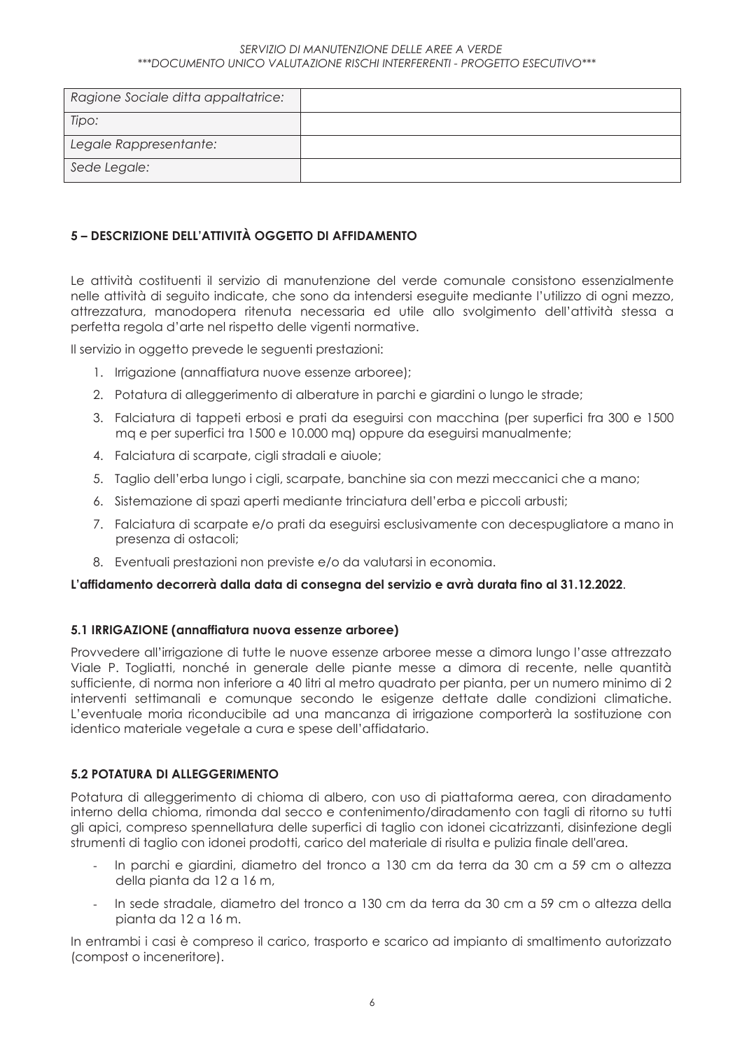| Ragione Sociale ditta appaltatrice: | |
|---|---|
| Tipo: | |
| Legale Rappresentante: | |
| Sede Legale: | |

## 5 – DESCRIZIONE DELL'ATTIVITÀ OGGETTO DI AFFIDAMENTO

Le attività costituenti il servizio di manutenzione del verde comunale consistono essenzialmente nelle attività di seguito indicate, che sono da intendersi eseguite mediante l'utilizzo di ogni mezzo, attrezzatura, manodopera ritenuta necessaria ed utile allo svolgimento dell'attività stessa a perfetta regola d'arte nel rispetto delle vigenti normative.

Il servizio in oggetto prevede le seguenti prestazioni:

1. Irrigazione (annaffiatura nuove essenze arboree);
2. Potatura di alleggerimento di alberature in parchi e giardini o lungo le strade;
3. Falciatura di tappeti erbosi e prati da eseguirsi con macchina (per superfici fra 300 e 1500 mq e per superfici tra 1500 e 10.000 mq) oppure da eseguirsi manualmente;
4. Falciatura di scarpate, cigli stradali e aiuole;
5. Taglio dell'erba lungo i cigli, scarpate, banchine sia con mezzi meccanici che a mano;
6. Sistemazione di spazi aperti mediante trinciatura dell'erba e piccoli arbusti;
7. Falciatura di scarpate e/o prati da eseguirsi esclusivamente con decespugliatore a mano in presenza di ostacoli;
8. Eventuali prestazioni non previste e/o da valutarsi in economia.

**L'affidamento decorrerà dalla data di consegna del servizio e avrà durata fino al 31.12.2022**.

### 5.1 IRRIGAZIONE (annaffiatura nuova essenze arboree)

Provvedere all'irrigazione di tutte le nuove essenze arboree messe a dimora lungo l'asse attrezzato Viale P. Togliatti, nonché in generale delle piante messe a dimora di recente, nelle quantità sufficiente, di norma non inferiore a 40 litri al metro quadrato per pianta, per un numero minimo di 2 interventi settimanali e comunque secondo le esigenze dettate dalle condizioni climatiche. L'eventuale moria riconducibile ad una mancanza di irrigazione comporterà la sostituzione con identico materiale vegetale a cura e spese dell'affidatario.

### 5.2 POTATURA DI ALLEGGERIMENTO

Potatura di alleggerimento di chioma di albero, con uso di piattaforma aerea, con diradamento interno della chioma, rimonda dal secco e contenimento/diradamento con tagli di ritorno su tutti gli apici, compreso spennellatura delle superfici di taglio con idonei cicatrizzanti, disinfezione degli strumenti di taglio con idonei prodotti, carico del materiale di risulta e pulizia finale dell'area.

- In parchi e giardini, diametro del tronco a 130 cm da terra da 30 cm a 59 cm o altezza della pianta da 12 a 16 m,
- In sede stradale, diametro del tronco a 130 cm da terra da 30 cm a 59 cm o altezza della pianta da 12 a 16 m.

In entrambi i casi è compreso il carico, trasporto e scarico ad impianto di smaltimento autorizzato (compost o inceneritore).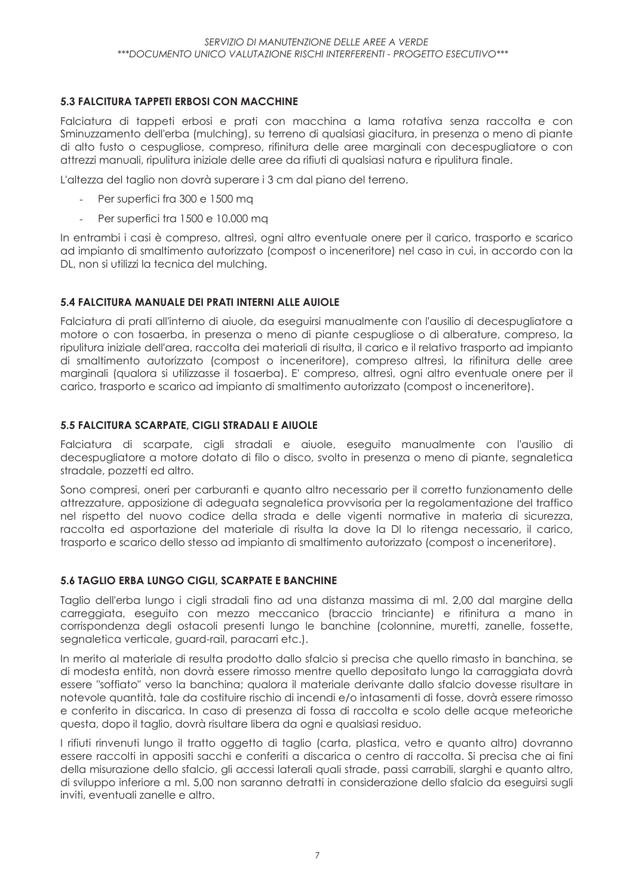### 5.3 FALCITURA TAPPETI ERBOSI CON MACCHINE

Falciatura di tappeti erbosi e prati con macchina a lama rotativa senza raccolta e con Sminuzzamento dell'erba (mulching), su terreno di qualsiasi giacitura, in presenza o meno di piante di alto fusto o cespugliose, compreso, rifinitura delle aree marginali con decespugliatore o con attrezzi manuali, ripulitura iniziale delle aree da rifiuti di qualsiasi natura e ripulitura finale.

L'altezza del taglio non dovrà superare i 3 cm dal piano del terreno.

- Per superfici fra 300 e 1500 mq
- Per superfici tra 1500 e 10.000 mq

In entrambi i casi è compreso, altresì, ogni altro eventuale onere per il carico, trasporto e scarico ad impianto di smaltimento autorizzato (compost o inceneritore) nel caso in cui, in accordo con la DL, non si utilizzi la tecnica del mulching.

### 5.4 FALCITURA MANUALE DEI PRATI INTERNI ALLE AUIOLE

Falciatura di prati all'interno di aiuole, da eseguirsi manualmente con l'ausilio di decespugliatore a motore o con tosaerba, in presenza o meno di piante cespugliose o di alberature, compreso, la ripulitura iniziale dell'area, raccolta dei materiali di risulta, il carico e il relativo trasporto ad impianto di smaltimento autorizzato (compost o inceneritore), compreso altresì, la rifinitura delle aree marginali (qualora si utilizzasse il tosaerba). E' compreso, altresì, ogni altro eventuale onere per il carico, trasporto e scarico ad impianto di smaltimento autorizzato (compost o inceneritore).

### 5.5 FALCITURA SCARPATE, CIGLI STRADALI E AIUOLE

Falciatura di scarpate, cigli stradali e aiuole, eseguito manualmente con l'ausilio di decespugliatore a motore dotato di filo o disco, svolto in presenza o meno di piante, segnaletica stradale, pozzetti ed altro.

Sono compresi, oneri per carburanti e quanto altro necessario per il corretto funzionamento delle attrezzature, apposizione di adeguata segnaletica provvisoria per la regolamentazione del traffico nel rispetto del nuovo codice della strada e delle vigenti normative in materia di sicurezza, raccolta ed asportazione del materiale di risulta la dove la Dl lo ritenga necessario, il carico, trasporto e scarico dello stesso ad impianto di smaltimento autorizzato (compost o inceneritore).

### 5.6 TAGLIO ERBA LUNGO CIGLI, SCARPATE E BANCHINE

Taglio dell'erba lungo i cigli stradali fino ad una distanza massima di ml. 2,00 dal margine della carreggiata, eseguito con mezzo meccanico (braccio trinciante) e rifinitura a mano in corrispondenza degli ostacoli presenti lungo le banchine (colonnine, muretti, zanelle, fossette, segnaletica verticale, guard-rail, paracarri etc.).

In merito al materiale di resulta prodotto dallo sfalcio si precisa che quello rimasto in banchina, se di modesta entità, non dovrà essere rimosso mentre quello depositato lungo la carraggiata dovrà essere "soffiato" verso la banchina; qualora il materiale derivante dallo sfalcio dovesse risultare in notevole quantità, tale da costituire rischio di incendi e/o intasamenti di fosse, dovrà essere rimosso e conferito in discarica. In caso di presenza di fossa di raccolta e scolo delle acque meteoriche questa, dopo il taglio, dovrà risultare libera da ogni e qualsiasi residuo.

I rifiuti rinvenuti lungo il tratto oggetto di taglio (carta, plastica, vetro e quanto altro) dovranno essere raccolti in appositi sacchi e conferiti a discarica o centro di raccolta. Si precisa che ai fini della misurazione dello sfalcio, gli accessi laterali quali strade, passi carrabili, slarghi e quanto altro, di sviluppo inferiore a ml. 5,00 non saranno detratti in considerazione dello sfalcio da eseguirsi sugli inviti, eventuali zanelle e altro.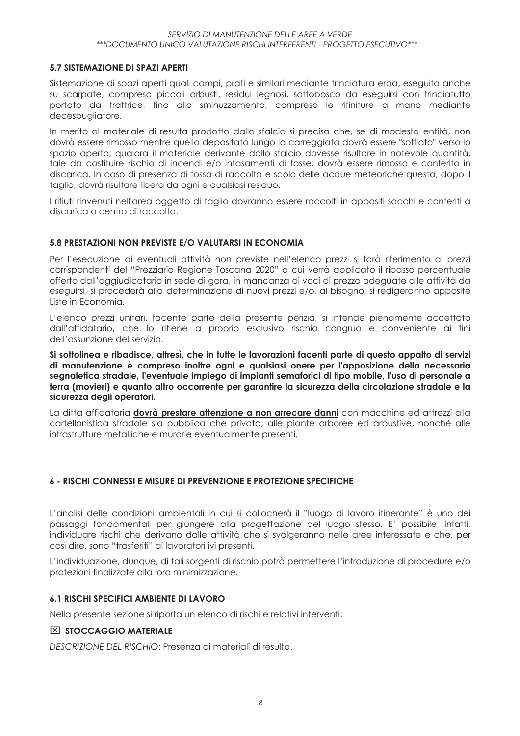#### 5.7 SISTEMAZIONE DI SPAZI APERTI

Sistemazione di spazi aperti quali campi, prati e similari mediante trinciatura erba, eseguita anche su scarpate, compreso piccoli arbusti, residui legnosi, sottobosco da eseguirsi con trinciatutto portato da trattrice, fino allo sminuzzamento, compreso le rifiniture a mano mediante decespugliatore.

In merito al materiale di resulta prodotto dallo sfalcio si precisa che, se di modesta entità, non dovrà essere rimosso mentre quello depositato lungo la carreggiata dovrà essere "soffiato" verso lo spazio aperto; qualora il materiale derivante dallo sfalcio dovesse risultare in notevole quantità, tale da costituire rischio di incendi e/o intasamenti di fosse, dovrà essere rimosso e conferito in discarica. In caso di presenza di fossa di raccolta e scolo delle acque meteoriche questa, dopo il taglio, dovrà risultare libera da ogni e qualsiasi residuo.

I rifiuti rinvenuti nell'area oggetto di taglio dovranno essere raccolti in appositi sacchi e conferiti a discarica o centro di raccolta.

#### 5.8 PRESTAZIONI NON PREVISTE E/O VALUTARSI IN ECONOMIA

Per l'esecuzione di eventuali attività non previste nell'elenco prezzi si farà riferimento ai prezzi corrispondenti del "Prezziario Regione Toscana 2020" a cui verrà applicato il ribasso percentuale offerto dall'aggiudicatario in sede di gara, in mancanza di voci di prezzo adeguate alle attività da eseguirsi, si procederà alla determinazione di nuovi prezzi e/o, al bisogno, si redigeranno apposite Liste in Economia.

L'elenco prezzi unitari, facente parte della presente perizia, si intende pienamente accettato dall'affidatario, che lo ritiene a proprio esclusivo rischio congruo e conveniente ai fini dell'assunzione del servizio.

**Si sottolinea e ribadisce, altresì, che in tutte le lavorazioni facenti parte di questo appalto di servizi di manutenzione è compreso inoltre ogni e qualsiasi onere per l'apposizione della necessaria segnaletica stradale, l'eventuale impiego di impianti semaforici di tipo mobile, l'uso di personale a terra (movieri) e quanto altro occorrente per garantire la sicurezza della circolazione stradale e la sicurezza degli operatori.**

La ditta affidataria **dovrà prestare attenzione a non arrecare danni** con macchine ed attrezzi alla cartellonistica stradale sia pubblica che privata, alle piante arboree ed arbustive, nonché alle infrastrutture metalliche e murarie eventualmente presenti.

## 6 - RISCHI CONNESSI E MISURE DI PREVENZIONE E PROTEZIONE SPECIFICHE

L'analisi delle condizioni ambientali in cui si collocherà il "luogo di lavoro itinerante" è uno dei passaggi fondamentali per giungere alla progettazione del luogo stesso. E' possibile, infatti, individuare rischi che derivano dalle attività che si svolgeranno nelle aree interessate e che, per così dire, sono "trasferiti" ai lavoratori ivi presenti.

L'individuazione, dunque, di tali sorgenti di rischio potrà permettere l'introduzione di procedure e/o protezioni finalizzate alla loro minimizzazione.

### 6.1 RISCHI SPECIFICI AMBIENTE DI LAVORO

Nella presente sezione si riporta un elenco di rischi e relativi interventi:

☒ **STOCCAGGIO MATERIALE**

*DESCRIZIONE DEL RISCHIO*: Presenza di materiali di resulta.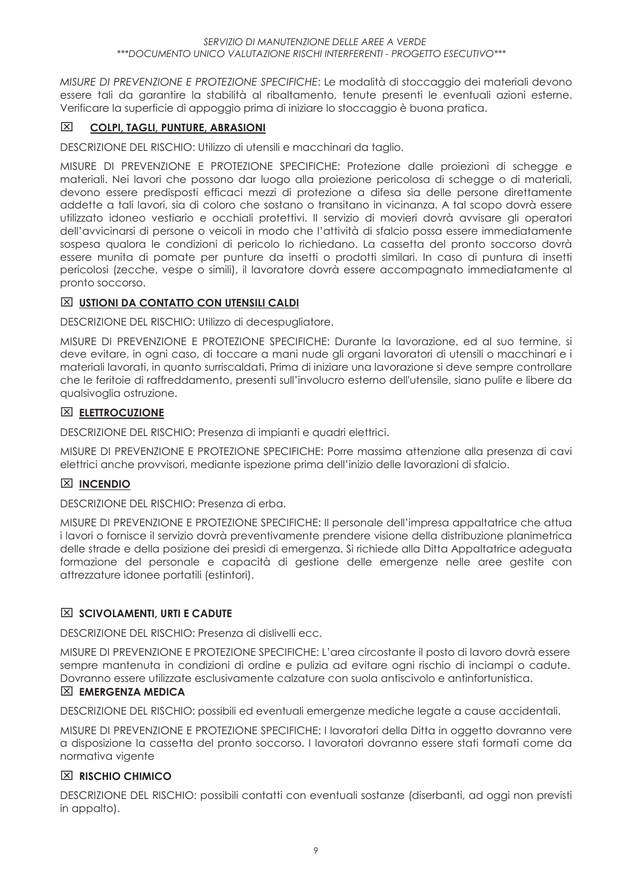*MISURE DI PREVENZIONE E PROTEZIONE SPECIFICHE*: Le modalità di stoccaggio dei materiali devono essere tali da garantire la stabilità al ribaltamento, tenute presenti le eventuali azioni esterne. Verificare la superficie di appoggio prima di iniziare lo stoccaggio è buona pratica.

### ☒ COLPI, TAGLI, PUNTURE, ABRASIONI

DESCRIZIONE DEL RISCHIO: Utilizzo di utensili e macchinari da taglio.

MISURE DI PREVENZIONE E PROTEZIONE SPECIFICHE: Protezione dalle proiezioni di schegge e materiali. Nei lavori che possono dar luogo alla proiezione pericolosa di schegge o di materiali, devono essere predisposti efficaci mezzi di protezione a difesa sia delle persone direttamente addette a tali lavori, sia di coloro che sostano o transitano in vicinanza. A tal scopo dovrà essere utilizzato idoneo vestiario e occhiali protettivi. Il servizio di movieri dovrà avvisare gli operatori dell'avvicinarsi di persone o veicoli in modo che l'attività di sfalcio possa essere immediatamente sospesa qualora le condizioni di pericolo lo richiedano. La cassetta del pronto soccorso dovrà essere munita di pomate per punture da insetti o prodotti similari. In caso di puntura di insetti pericolosi (zecche, vespe o simili), il lavoratore dovrà essere accompagnato immediatamente al pronto soccorso.

### ☒ USTIONI DA CONTATTO CON UTENSILI CALDI

DESCRIZIONE DEL RISCHIO: Utilizzo di decespugliatore.

MISURE DI PREVENZIONE E PROTEZIONE SPECIFICHE: Durante la lavorazione, ed al suo termine, si deve evitare, in ogni caso, di toccare a mani nude gli organi lavoratori di utensili o macchinari e i materiali lavorati, in quanto surriscaldati. Prima di iniziare una lavorazione si deve sempre controllare che le feritoie di raffreddamento, presenti sull'involucro esterno dell'utensile, siano pulite e libere da qualsivoglia ostruzione.

### ☒ ELETTROCUZIONE

DESCRIZIONE DEL RISCHIO: Presenza di impianti e quadri elettrici.

MISURE DI PREVENZIONE E PROTEZIONE SPECIFICHE: Porre massima attenzione alla presenza di cavi elettrici anche provvisori, mediante ispezione prima dell'inizio delle lavorazioni di sfalcio.

### ☒ INCENDIO

DESCRIZIONE DEL RISCHIO: Presenza di erba.

MISURE DI PREVENZIONE E PROTEZIONE SPECIFICHE: Il personale dell'impresa appaltatrice che attua i lavori o fornisce il servizio dovrà preventivamente prendere visione della distribuzione planimetrica delle strade e della posizione dei presidi di emergenza. Si richiede alla Ditta Appaltatrice adeguata formazione del personale e capacità di gestione delle emergenze nelle aree gestite con attrezzature idonee portatili (estintori).

### ☒ SCIVOLAMENTI, URTI E CADUTE

DESCRIZIONE DEL RISCHIO: Presenza di dislivelli ecc.

MISURE DI PREVENZIONE E PROTEZIONE SPECIFICHE: L'area circostante il posto di lavoro dovrà essere sempre mantenuta in condizioni di ordine e pulizia ad evitare ogni rischio di inciampi o cadute. Dovranno essere utilizzate esclusivamente calzature con suola antiscivolo e antinfortunistica.

### ☒ EMERGENZA MEDICA

DESCRIZIONE DEL RISCHIO: possibili ed eventuali emergenze mediche legate a cause accidentali.

MISURE DI PREVENZIONE E PROTEZIONE SPECIFICHE: I lavoratori della Ditta in oggetto dovranno vere a disposizione la cassetta del pronto soccorso. I lavoratori dovranno essere stati formati come da normativa vigente

### ☒ RISCHIO CHIMICO

DESCRIZIONE DEL RISCHIO: possibili contatti con eventuali sostanze (diserbanti, ad oggi non previsti in appalto).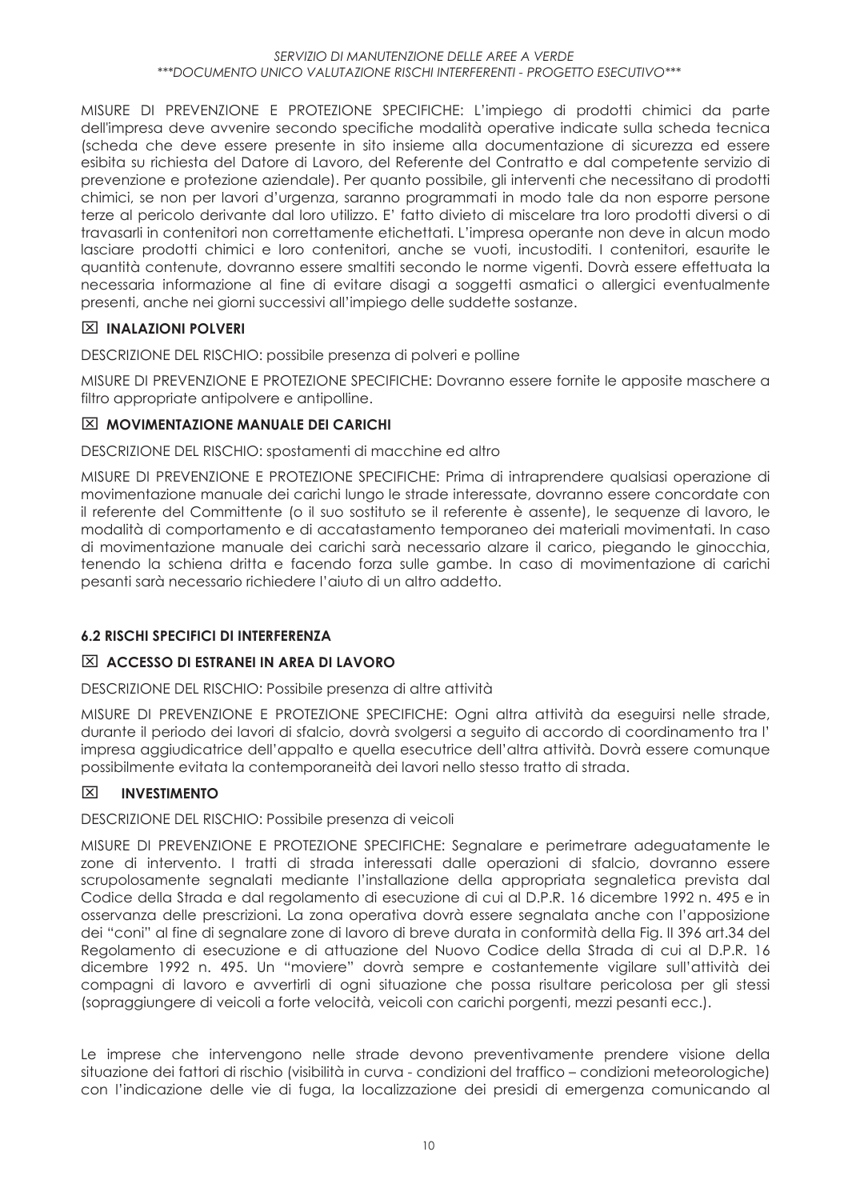MISURE DI PREVENZIONE E PROTEZIONE SPECIFICHE: L'impiego di prodotti chimici da parte dell'impresa deve avvenire secondo specifiche modalità operative indicate sulla scheda tecnica (scheda che deve essere presente in sito insieme alla documentazione di sicurezza ed essere esibita su richiesta del Datore di Lavoro, del Referente del Contratto e dal competente servizio di prevenzione e protezione aziendale). Per quanto possibile, gli interventi che necessitano di prodotti chimici, se non per lavori d'urgenza, saranno programmati in modo tale da non esporre persone terze al pericolo derivante dal loro utilizzo. E' fatto divieto di miscelare tra loro prodotti diversi o di travasarli in contenitori non correttamente etichettati. L'impresa operante non deve in alcun modo lasciare prodotti chimici e loro contenitori, anche se vuoti, incustoditi. I contenitori, esaurite le quantità contenute, dovranno essere smaltiti secondo le norme vigenti. Dovrà essere effettuata la necessaria informazione al fine di evitare disagi a soggetti asmatici o allergici eventualmente presenti, anche nei giorni successivi all'impiego delle suddette sostanze.

### ☒ INALAZIONI POLVERI

DESCRIZIONE DEL RISCHIO: possibile presenza di polveri e polline

MISURE DI PREVENZIONE E PROTEZIONE SPECIFICHE: Dovranno essere fornite le apposite maschere a filtro appropriate antipolvere e antipolline.

### ☒ MOVIMENTAZIONE MANUALE DEI CARICHI

DESCRIZIONE DEL RISCHIO: spostamenti di macchine ed altro

MISURE DI PREVENZIONE E PROTEZIONE SPECIFICHE: Prima di intraprendere qualsiasi operazione di movimentazione manuale dei carichi lungo le strade interessate, dovranno essere concordate con il referente del Committente (o il suo sostituto se il referente è assente), le sequenze di lavoro, le modalità di comportamento e di accatastamento temporaneo dei materiali movimentati. In caso di movimentazione manuale dei carichi sarà necessario alzare il carico, piegando le ginocchia, tenendo la schiena dritta e facendo forza sulle gambe. In caso di movimentazione di carichi pesanti sarà necessario richiedere l'aiuto di un altro addetto.

## 6.2 RISCHI SPECIFICI DI INTERFERENZA

### ☒ ACCESSO DI ESTRANEI IN AREA DI LAVORO

DESCRIZIONE DEL RISCHIO: Possibile presenza di altre attività

MISURE DI PREVENZIONE E PROTEZIONE SPECIFICHE: Ogni altra attività da eseguirsi nelle strade, durante il periodo dei lavori di sfalcio, dovrà svolgersi a seguito di accordo di coordinamento tra l' impresa aggiudicatrice dell'appalto e quella esecutrice dell'altra attività. Dovrà essere comunque possibilmente evitata la contemporaneità dei lavori nello stesso tratto di strada.

### ☒ INVESTIMENTO

DESCRIZIONE DEL RISCHIO: Possibile presenza di veicoli

MISURE DI PREVENZIONE E PROTEZIONE SPECIFICHE: Segnalare e perimetrare adeguatamente le zone di intervento. I tratti di strada interessati dalle operazioni di sfalcio, dovranno essere scrupolosamente segnalati mediante l'installazione della appropriata segnaletica prevista dal Codice della Strada e dal regolamento di esecuzione di cui al D.P.R. 16 dicembre 1992 n. 495 e in osservanza delle prescrizioni. La zona operativa dovrà essere segnalata anche con l'apposizione dei "coni" al fine di segnalare zone di lavoro di breve durata in conformità della Fig. II 396 art.34 del Regolamento di esecuzione e di attuazione del Nuovo Codice della Strada di cui al D.P.R. 16 dicembre 1992 n. 495. Un "moviere" dovrà sempre e costantemente vigilare sull'attività dei compagni di lavoro e avvertirli di ogni situazione che possa risultare pericolosa per gli stessi (sopraggiungere di veicoli a forte velocità, veicoli con carichi porgenti, mezzi pesanti ecc.).

Le imprese che intervengono nelle strade devono preventivamente prendere visione della situazione dei fattori di rischio (visibilità in curva - condizioni del traffico – condizioni meteorologiche) con l'indicazione delle vie di fuga, la localizzazione dei presidi di emergenza comunicando al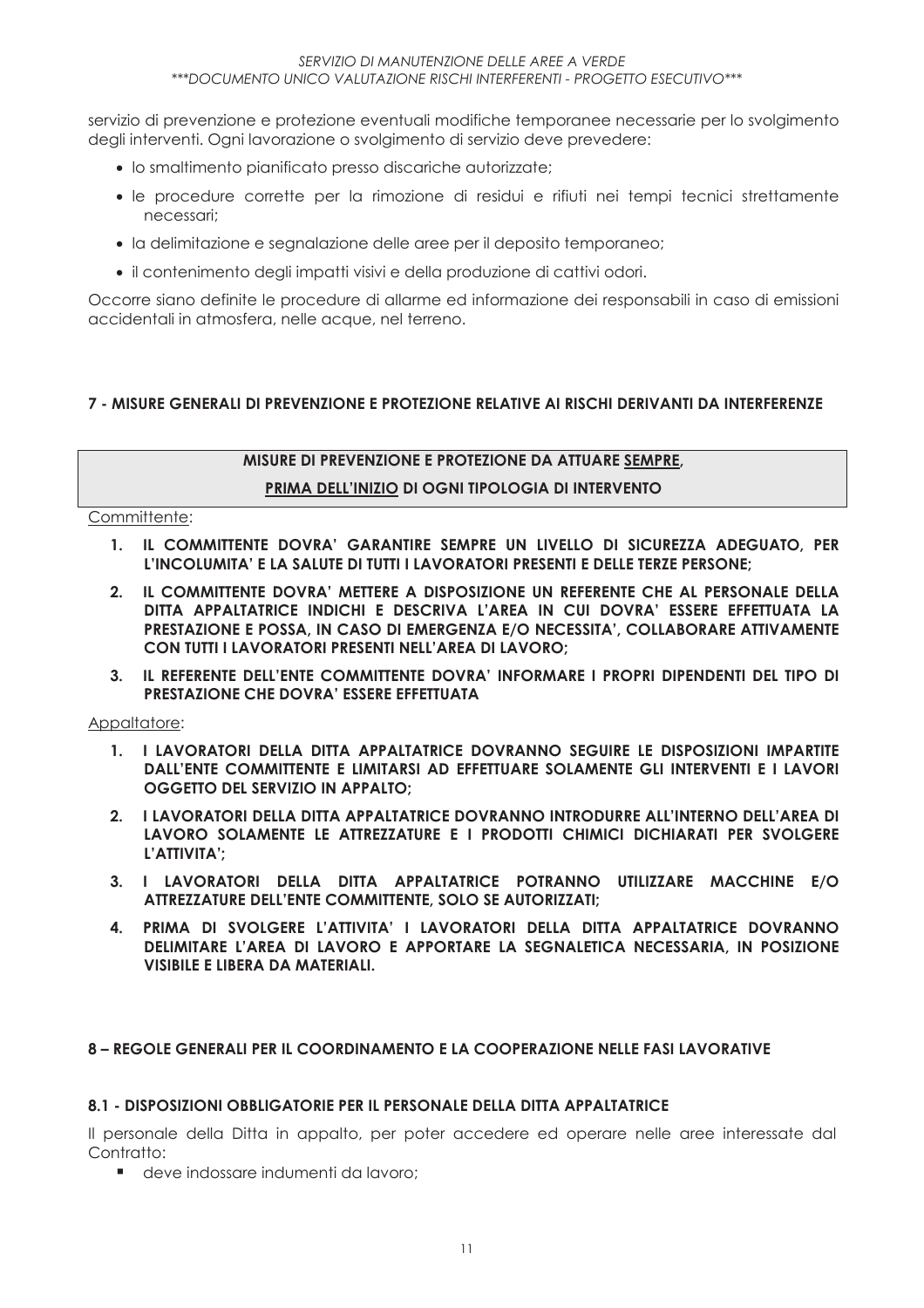servizio di prevenzione e protezione eventuali modifiche temporanee necessarie per lo svolgimento degli interventi. Ogni lavorazione o svolgimento di servizio deve prevedere:

- lo smaltimento pianificato presso discariche autorizzate;
- le procedure corrette per la rimozione di residui e rifiuti nei tempi tecnici strettamente necessari;
- la delimitazione e segnalazione delle aree per il deposito temporaneo;
- il contenimento degli impatti visivi e della produzione di cattivi odori.

Occorre siano definite le procedure di allarme ed informazione dei responsabili in caso di emissioni accidentali in atmosfera, nelle acque, nel terreno.

## 7 - MISURE GENERALI DI PREVENZIONE E PROTEZIONE RELATIVE AI RISCHI DERIVANTI DA INTERFERENZE

| **MISURE DI PREVENZIONE E PROTEZIONE DA ATTUARE <u>SEMPRE</u>, <u>PRIMA DELL'INIZIO</u> DI OGNI TIPOLOGIA DI INTERVENTO** |
|---|

<u>Committente</u>:

1. **IL COMMITTENTE DOVRA' GARANTIRE SEMPRE UN LIVELLO DI SICUREZZA ADEGUATO, PER L'INCOLUMITA' E LA SALUTE DI TUTTI I LAVORATORI PRESENTI E DELLE TERZE PERSONE;**
2. **IL COMMITTENTE DOVRA' METTERE A DISPOSIZIONE UN REFERENTE CHE AL PERSONALE DELLA DITTA APPALTATRICE INDICHI E DESCRIVA L'AREA IN CUI DOVRA' ESSERE EFFETTUATA LA PRESTAZIONE E POSSA, IN CASO DI EMERGENZA E/O NECESSITA', COLLABORARE ATTIVAMENTE CON TUTTI I LAVORATORI PRESENTI NELL'AREA DI LAVORO;**
3. **IL REFERENTE DELL'ENTE COMMITTENTE DOVRA' INFORMARE I PROPRI DIPENDENTI DEL TIPO DI PRESTAZIONE CHE DOVRA' ESSERE EFFETTUATA**

<u>Appaltatore</u>:

1. **I LAVORATORI DELLA DITTA APPALTATRICE DOVRANNO SEGUIRE LE DISPOSIZIONI IMPARTITE DALL'ENTE COMMITTENTE E LIMITARSI AD EFFETTUARE SOLAMENTE GLI INTERVENTI E I LAVORI OGGETTO DEL SERVIZIO IN APPALTO;**
2. **I LAVORATORI DELLA DITTA APPALTATRICE DOVRANNO INTRODURRE ALL'INTERNO DELL'AREA DI LAVORO SOLAMENTE LE ATTREZZATURE E I PRODOTTI CHIMICI DICHIARATI PER SVOLGERE L'ATTIVITA';**
3. **I LAVORATORI DELLA DITTA APPALTATRICE POTRANNO UTILIZZARE MACCHINE E/O ATTREZZATURE DELL'ENTE COMMITTENTE, SOLO SE AUTORIZZATI;**
4. **PRIMA DI SVOLGERE L'ATTIVITA' I LAVORATORI DELLA DITTA APPALTATRICE DOVRANNO DELIMITARE L'AREA DI LAVORO E APPORTARE LA SEGNALETICA NECESSARIA, IN POSIZIONE VISIBILE E LIBERA DA MATERIALI.**

## 8 – REGOLE GENERALI PER IL COORDINAMENTO E LA COOPERAZIONE NELLE FASI LAVORATIVE

### 8.1 - DISPOSIZIONI OBBLIGATORIE PER IL PERSONALE DELLA DITTA APPALTATRICE

Il personale della Ditta in appalto, per poter accedere ed operare nelle aree interessate dal Contratto:

- deve indossare indumenti da lavoro;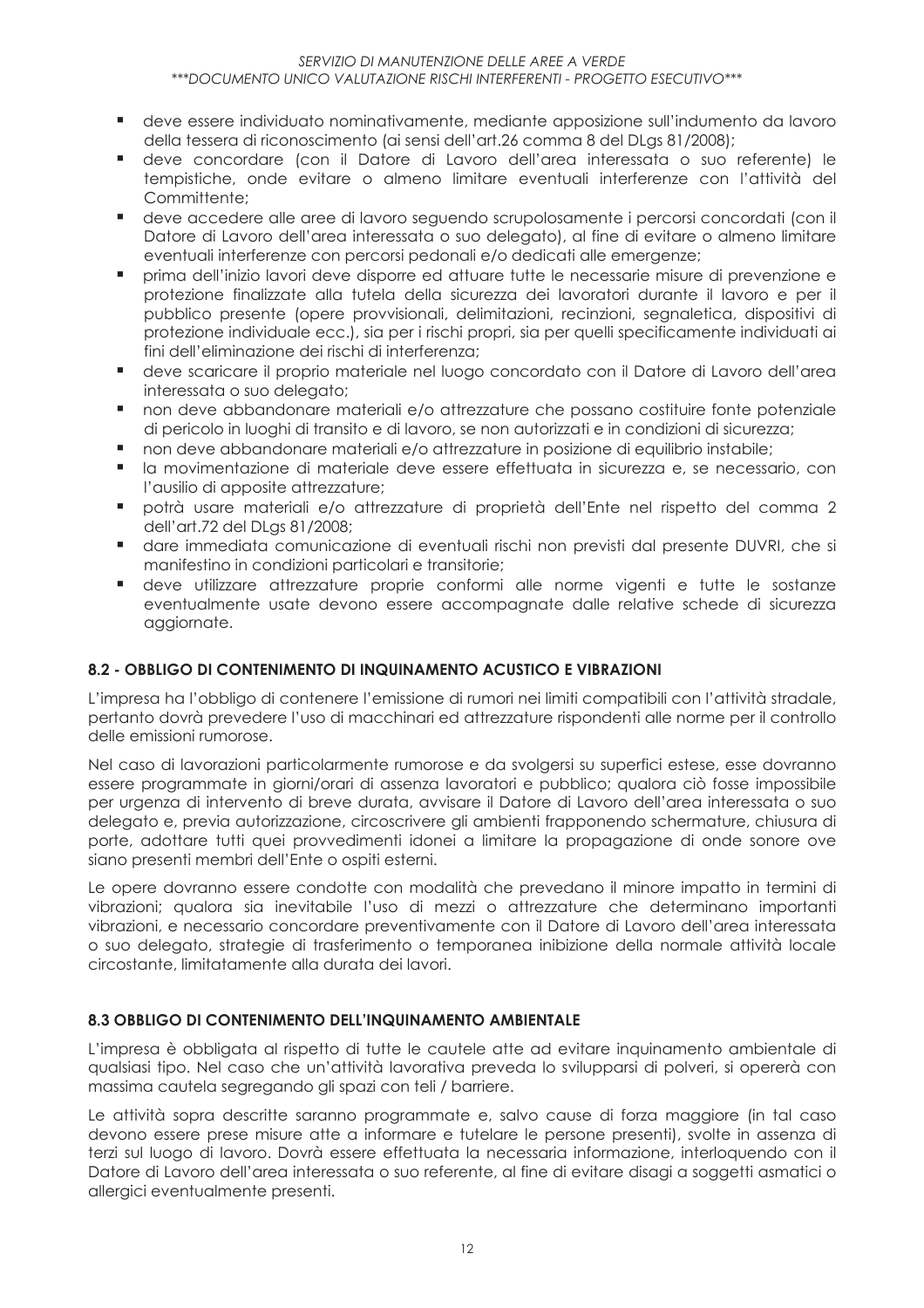- deve essere individuato nominativamente, mediante apposizione sull'indumento da lavoro della tessera di riconoscimento (ai sensi dell'art.26 comma 8 del DLgs 81/2008);
- deve concordare (con il Datore di Lavoro dell'area interessata o suo referente) le tempistiche, onde evitare o almeno limitare eventuali interferenze con l'attività del Committente;
- deve accedere alle aree di lavoro seguendo scrupolosamente i percorsi concordati (con il Datore di Lavoro dell'area interessata o suo delegato), al fine di evitare o almeno limitare eventuali interferenze con percorsi pedonali e/o dedicati alle emergenze;
- prima dell'inizio lavori deve disporre ed attuare tutte le necessarie misure di prevenzione e protezione finalizzate alla tutela della sicurezza dei lavoratori durante il lavoro e per il pubblico presente (opere provvisionali, delimitazioni, recinzioni, segnaletica, dispositivi di protezione individuale ecc.), sia per i rischi propri, sia per quelli specificamente individuati ai fini dell'eliminazione dei rischi di interferenza;
- deve scaricare il proprio materiale nel luogo concordato con il Datore di Lavoro dell'area interessata o suo delegato;
- non deve abbandonare materiali e/o attrezzature che possano costituire fonte potenziale di pericolo in luoghi di transito e di lavoro, se non autorizzati e in condizioni di sicurezza;
- non deve abbandonare materiali e/o attrezzature in posizione di equilibrio instabile;
- la movimentazione di materiale deve essere effettuata in sicurezza e, se necessario, con l'ausilio di apposite attrezzature;
- potrà usare materiali e/o attrezzature di proprietà dell'Ente nel rispetto del comma 2 dell'art.72 del DLgs 81/2008;
- dare immediata comunicazione di eventuali rischi non previsti dal presente DUVRI, che si manifestino in condizioni particolari e transitorie;
- deve utilizzare attrezzature proprie conformi alle norme vigenti e tutte le sostanze eventualmente usate devono essere accompagnate dalle relative schede di sicurezza aggiornate.

### 8.2 - OBBLIGO DI CONTENIMENTO DI INQUINAMENTO ACUSTICO E VIBRAZIONI

L'impresa ha l'obbligo di contenere l'emissione di rumori nei limiti compatibili con l'attività stradale, pertanto dovrà prevedere l'uso di macchinari ed attrezzature rispondenti alle norme per il controllo delle emissioni rumorose.

Nel caso di lavorazioni particolarmente rumorose e da svolgersi su superfici estese, esse dovranno essere programmate in giorni/orari di assenza lavoratori e pubblico; qualora ciò fosse impossibile per urgenza di intervento di breve durata, avvisare il Datore di Lavoro dell'area interessata o suo delegato e, previa autorizzazione, circoscrivere gli ambienti frapponendo schermature, chiusura di porte, adottare tutti quei provvedimenti idonei a limitare la propagazione di onde sonore ove siano presenti membri dell'Ente o ospiti esterni.

Le opere dovranno essere condotte con modalità che prevedano il minore impatto in termini di vibrazioni; qualora sia inevitabile l'uso di mezzi o attrezzature che determinano importanti vibrazioni, e necessario concordare preventivamente con il Datore di Lavoro dell'area interessata o suo delegato, strategie di trasferimento o temporanea inibizione della normale attività locale circostante, limitatamente alla durata dei lavori.

### 8.3 OBBLIGO DI CONTENIMENTO DELL'INQUINAMENTO AMBIENTALE

L'impresa è obbligata al rispetto di tutte le cautele atte ad evitare inquinamento ambientale di qualsiasi tipo. Nel caso che un'attività lavorativa preveda lo svilupparsi di polveri, si opererà con massima cautela segregando gli spazi con teli / barriere.

Le attività sopra descritte saranno programmate e, salvo cause di forza maggiore (in tal caso devono essere prese misure atte a informare e tutelare le persone presenti), svolte in assenza di terzi sul luogo di lavoro. Dovrà essere effettuata la necessaria informazione, interloquendo con il Datore di Lavoro dell'area interessata o suo referente, al fine di evitare disagi a soggetti asmatici o allergici eventualmente presenti.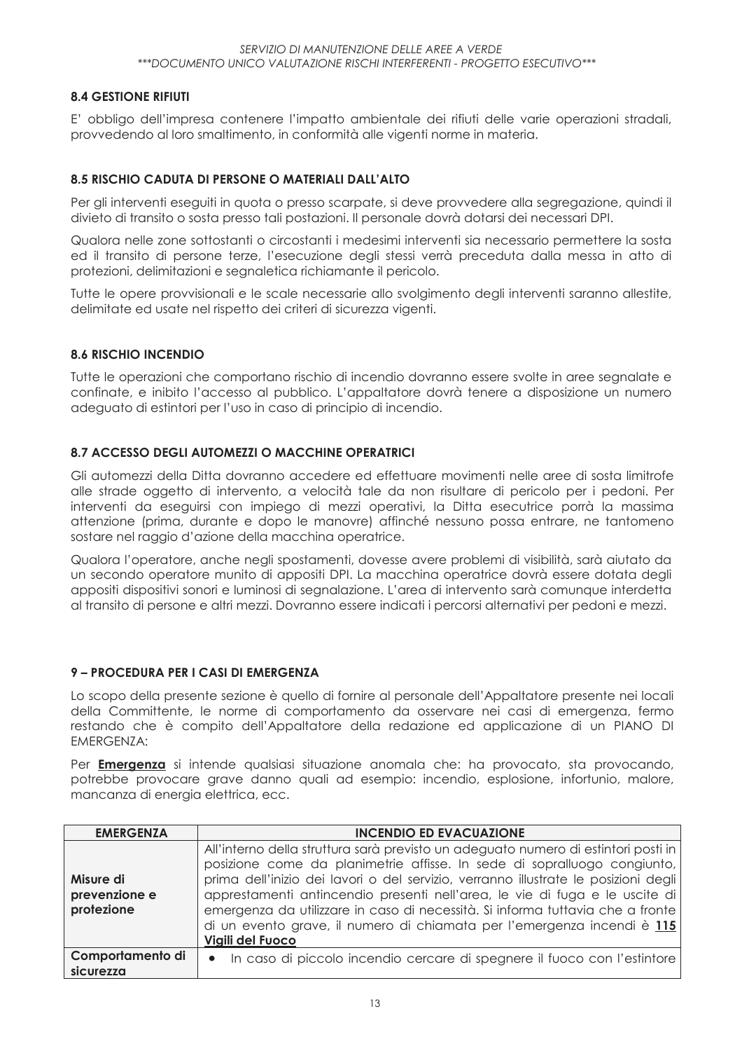### 8.4 GESTIONE RIFIUTI

E' obbligo dell'impresa contenere l'impatto ambientale dei rifiuti delle varie operazioni stradali, provvedendo al loro smaltimento, in conformità alle vigenti norme in materia.

### 8.5 RISCHIO CADUTA DI PERSONE O MATERIALI DALL'ALTO

Per gli interventi eseguiti in quota o presso scarpate, si deve provvedere alla segregazione, quindi il divieto di transito o sosta presso tali postazioni. Il personale dovrà dotarsi dei necessari DPI.

Qualora nelle zone sottostanti o circostanti i medesimi interventi sia necessario permettere la sosta ed il transito di persone terze, l'esecuzione degli stessi verrà preceduta dalla messa in atto di protezioni, delimitazioni e segnaletica richiamante il pericolo.

Tutte le opere provvisionali e le scale necessarie allo svolgimento degli interventi saranno allestite, delimitate ed usate nel rispetto dei criteri di sicurezza vigenti.

### 8.6 RISCHIO INCENDIO

Tutte le operazioni che comportano rischio di incendio dovranno essere svolte in aree segnalate e confinate, e inibito l'accesso al pubblico. L'appaltatore dovrà tenere a disposizione un numero adeguato di estintori per l'uso in caso di principio di incendio.

### 8.7 ACCESSO DEGLI AUTOMEZZI O MACCHINE OPERATRICI

Gli automezzi della Ditta dovranno accedere ed effettuare movimenti nelle aree di sosta limitrofe alle strade oggetto di intervento, a velocità tale da non risultare di pericolo per i pedoni. Per interventi da eseguirsi con impiego di mezzi operativi, la Ditta esecutrice porrà la massima attenzione (prima, durante e dopo le manovre) affinché nessuno possa entrare, ne tantomeno sostare nel raggio d'azione della macchina operatrice.

Qualora l'operatore, anche negli spostamenti, dovesse avere problemi di visibilità, sarà aiutato da un secondo operatore munito di appositi DPI. La macchina operatrice dovrà essere dotata degli appositi dispositivi sonori e luminosi di segnalazione. L'area di intervento sarà comunque interdetta al transito di persone e altri mezzi. Dovranno essere indicati i percorsi alternativi per pedoni e mezzi.

## 9 – PROCEDURA PER I CASI DI EMERGENZA

Lo scopo della presente sezione è quello di fornire al personale dell'Appaltatore presente nei locali della Committente, le norme di comportamento da osservare nei casi di emergenza, fermo restando che è compito dell'Appaltatore della redazione ed applicazione di un PIANO DI EMERGENZA:

Per **<u>Emergenza</u>** si intende qualsiasi situazione anomala che: ha provocato, sta provocando, potrebbe provocare grave danno quali ad esempio: incendio, esplosione, infortunio, malore, mancanza di energia elettrica, ecc.

| EMERGENZA | INCENDIO ED EVACUAZIONE |
|---|---|
| **Misure di prevenzione e protezione** | All'interno della struttura sarà previsto un adeguato numero di estintori posti in posizione come da planimetrie affisse. In sede di sopralluogo congiunto, prima dell'inizio dei lavori o del servizio, verranno illustrate le posizioni degli apprestamenti antincendio presenti nell'area, le vie di fuga e le uscite di emergenza da utilizzare in caso di necessità. Si informa tuttavia che a fronte di un evento grave, il numero di chiamata per l'emergenza incendi è **<u>115</u> <u>Vigili del Fuoco</u>** |
| **Comportamento di sicurezza** | • In caso di piccolo incendio cercare di spegnere il fuoco con l'estintore |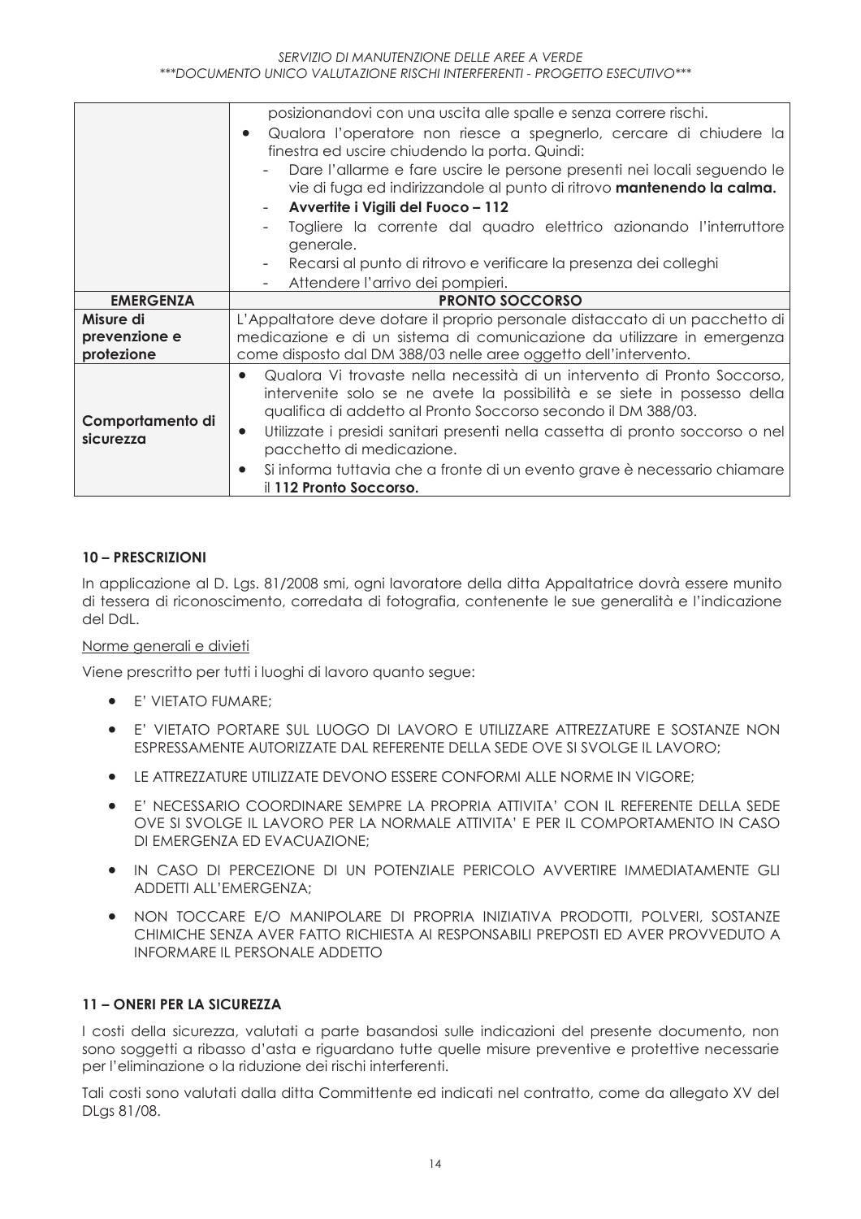| | |
|---|---|
| | posizionandovi con una uscita alle spalle e senza correre rischi.<br>• Qualora l'operatore non riesce a spegnerlo, cercare di chiudere la finestra ed uscire chiudendo la porta. Quindi:<br>- Dare l'allarme e fare uscire le persone presenti nei locali seguendo le vie di fuga ed indirizzandole al punto di ritrovo **mantenendo la calma.**<br>- **Avvertite i Vigili del Fuoco – 112**<br>- Togliere la corrente dal quadro elettrico azionando l'interruttore generale.<br>- Recarsi al punto di ritrovo e verificare la presenza dei colleghi<br>- Attendere l'arrivo dei pompieri. |
| **EMERGENZA** | **PRONTO SOCCORSO** |
| **Misure di prevenzione e protezione** | L'Appaltatore deve dotare il proprio personale distaccato di un pacchetto di medicazione e di un sistema di comunicazione da utilizzare in emergenza come disposto dal DM 388/03 nelle aree oggetto dell'intervento. |
| **Comportamento di sicurezza** | • Qualora Vi trovaste nella necessità di un intervento di Pronto Soccorso, intervenite solo se ne avete la possibilità e se siete in possesso della qualifica di addetto al Pronto Soccorso secondo il DM 388/03.<br>• Utilizzate i presidi sanitari presenti nella cassetta di pronto soccorso o nel pacchetto di medicazione.<br>• Si informa tuttavia che a fronte di un evento grave è necessario chiamare il **112 Pronto Soccorso.** |

## 10 – PRESCRIZIONI

In applicazione al D. Lgs. 81/2008 smi, ogni lavoratore della ditta Appaltatrice dovrà essere munito di tessera di riconoscimento, corredata di fotografia, contenente le sue generalità e l'indicazione del DdL.

Norme generali e divieti

Viene prescritto per tutti i luoghi di lavoro quanto segue:

- E' VIETATO FUMARE;
- E' VIETATO PORTARE SUL LUOGO DI LAVORO E UTILIZZARE ATTREZZATURE E SOSTANZE NON ESPRESSAMENTE AUTORIZZATE DAL REFERENTE DELLA SEDE OVE SI SVOLGE IL LAVORO;
- LE ATTREZZATURE UTILIZZATE DEVONO ESSERE CONFORMI ALLE NORME IN VIGORE;
- E' NECESSARIO COORDINARE SEMPRE LA PROPRIA ATTIVITA' CON IL REFERENTE DELLA SEDE OVE SI SVOLGE IL LAVORO PER LA NORMALE ATTIVITA' E PER IL COMPORTAMENTO IN CASO DI EMERGENZA ED EVACUAZIONE;
- IN CASO DI PERCEZIONE DI UN POTENZIALE PERICOLO AVVERTIRE IMMEDIATAMENTE GLI ADDETTI ALL'EMERGENZA;
- NON TOCCARE E/O MANIPOLARE DI PROPRIA INIZIATIVA PRODOTTI, POLVERI, SOSTANZE CHIMICHE SENZA AVER FATTO RICHIESTA AI RESPONSABILI PREPOSTI ED AVER PROVVEDUTO A INFORMARE IL PERSONALE ADDETTO

## 11 – ONERI PER LA SICUREZZA

I costi della sicurezza, valutati a parte basandosi sulle indicazioni del presente documento, non sono soggetti a ribasso d'asta e riguardano tutte quelle misure preventive e protettive necessarie per l'eliminazione o la riduzione dei rischi interferenti.

Tali costi sono valutati dalla ditta Committente ed indicati nel contratto, come da allegato XV del DLgs 81/08.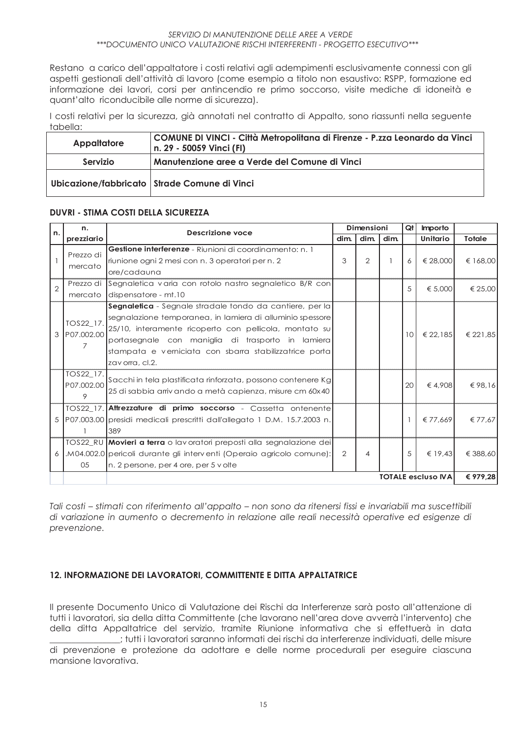Restano a carico dell'appaltatore i costi relativi agli adempimenti esclusivamente connessi con gli aspetti gestionali dell'attività di lavoro (come esempio a titolo non esaustivo: RSPP, formazione ed informazione dei lavori, corsi per antincendio re primo soccorso, visite mediche di idoneità e quant'alto riconducibile alle norme di sicurezza).

I costi relativi per la sicurezza, già annotati nel contratto di Appalto, sono riassunti nella seguente tabella:

| Appaltatore | COMUNE DI VINCI - Città Metropolitana di Firenze - P.zza Leonardo da Vinci n. 29 - 50059 Vinci (FI) |
|---|---|
| Servizio | Manutenzione aree a Verde del Comune di Vinci |
| Ubicazione/fabbricato | Strade Comune di Vinci |

**DUVRI - STIMA COSTI DELLA SICUREZZA**

| n. | n. prezziario | Descrizione voce | Dimensioni dim. | dim. | dim. | Qt | Importo Unitario | Totale |
|---|---|---|---|---|---|---|---|---|
| 1 | Prezzo di mercato | **Gestione interferenze** - Riunioni di coordinamento: n. 1 riunione ogni 2 mesi con n. 3 operatori per n. 2 ore/cadauna | 3 | 2 | 1 | 6 | € 28,000 | € 168,00 |
| 2 | Prezzo di mercato | Segnaletica varia con rotolo nastro segnaletico B/R con dispensatore - mt.10 | | | | 5 | € 5,000 | € 25,00 |
| 3 | TOS22_17.P07.002.007 | **Segnaletica** - Segnale stradale tondo da cantiere, per la segnalazione temporanea, in lamiera di alluminio spessore 25/10, interamente ricoperto con pellicola, montato su portasegnale con maniglia di trasporto in lamiera stampata e verniciata con sbarra stabilizzatrice porta zavorra, cl.2. | | | | 10 | € 22,185 | € 221,85 |
| | TOS22_17.P07.002.009 | Sacchi in tela plastificata rinforzata, possono contenere Kg 25 di sabbia arrivando a metà capienza, misure cm 60x40 | | | | 20 | € 4,908 | € 98,16 |
| 5 | TOS22_17.P07.003.001 | **Attrezzature di primo soccorso** - Cassetta ontenente presidi medicali prescritti dall'allegato 1 D.M. 15.7.2003 n. 389 | | | | 1 | € 77,669 | € 77,67 |
| 6 | TOS22_RU.M04.002.005 | **Movieri a terra** o lavoratori preposti alla segnalazione dei pericoli durante gli interventi (Operaio agricolo comune): n. 2 persone, per 4 ore, per 5 volte | 2 | 4 | | 5 | € 19,43 | € 388,60 |
| | | | | | | | **TOTALE escluso IVA** | **€ 979,28** |

*Tali costi – stimati con riferimento all'appalto – non sono da ritenersi fissi e invariabili ma suscettibili di variazione in aumento o decremento in relazione alle reali necessità operative ed esigenze di prevenzione.*

## 12. INFORMAZIONE DEI LAVORATORI, COMMITTENTE E DITTA APPALTATRICE

Il presente Documento Unico di Valutazione dei Rischi da Interferenze sarà posto all'attenzione di tutti i lavoratori, sia della ditta Committente (che lavorano nell'area dove avverrà l'intervento) che della ditta Appaltatrice del servizio, tramite Riunione informativa che si effettuerà in data ________________; tutti i lavoratori saranno informati dei rischi da interferenze individuati, delle misure di prevenzione e protezione da adottare e delle norme procedurali per eseguire ciascuna mansione lavorativa.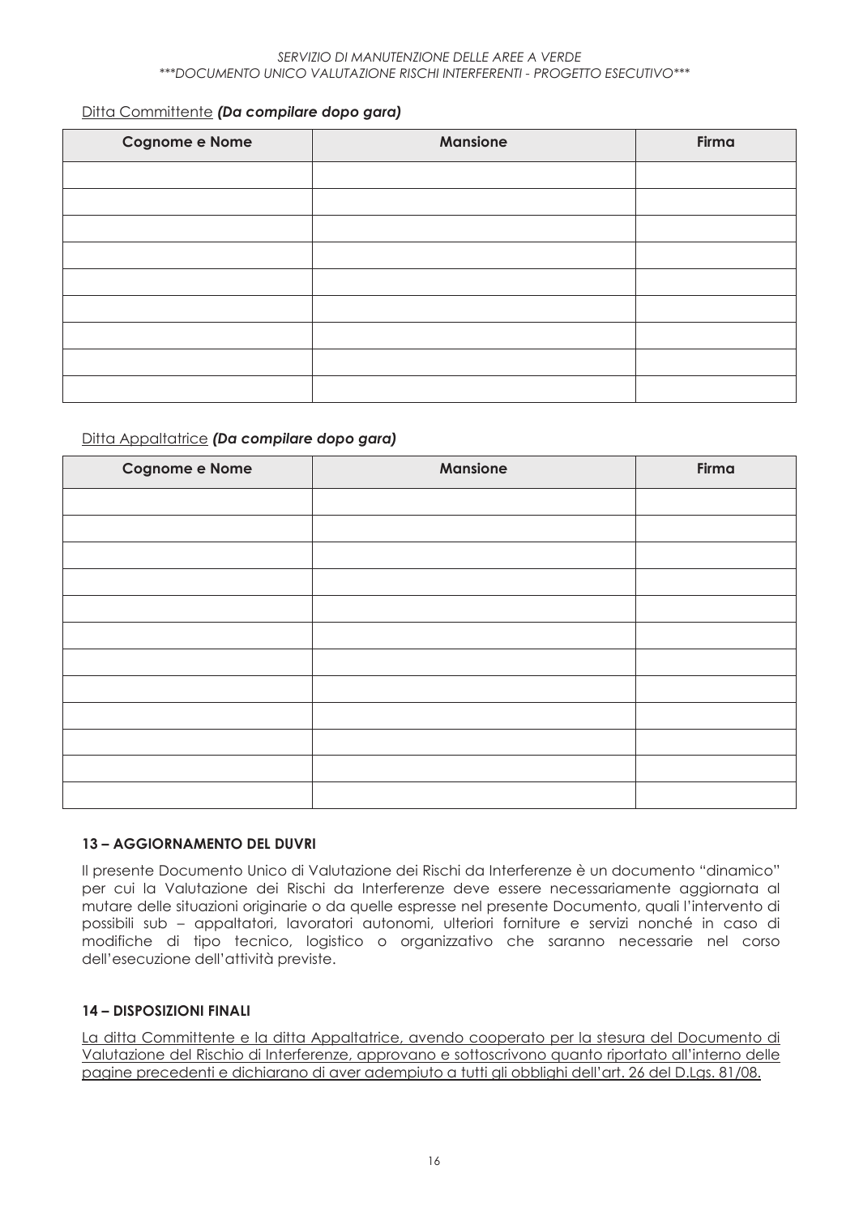<u>Ditta Committente</u> ***(Da compilare dopo gara)***

| Cognome e Nome | Mansione | Firma |
| --- | --- | --- |
| | | |
| | | |
| | | |
| | | |
| | | |
| | | |
| | | |
| | | |
| | | |

<u>Ditta Appaltatrice</u> ***(Da compilare dopo gara)***

| Cognome e Nome | Mansione | Firma |
| --- | --- | --- |
| | | |
| | | |
| | | |
| | | |
| | | |
| | | |
| | | |
| | | |
| | | |
| | | |
| | | |
| | | |

### 13 – AGGIORNAMENTO DEL DUVRI

Il presente Documento Unico di Valutazione dei Rischi da Interferenze è un documento "dinamico" per cui la Valutazione dei Rischi da Interferenze deve essere necessariamente aggiornata al mutare delle situazioni originarie o da quelle espresse nel presente Documento, quali l'intervento di possibili sub – appaltatori, lavoratori autonomi, ulteriori forniture e servizi nonché in caso di modifiche di tipo tecnico, logistico o organizzativo che saranno necessarie nel corso dell'esecuzione dell'attività previste.

### 14 – DISPOSIZIONI FINALI

<u>La ditta Committente e la ditta Appaltatrice, avendo cooperato per la stesura del Documento di Valutazione del Rischio di Interferenze, approvano e sottoscrivono quanto riportato all'interno delle pagine precedenti e dichiarano di aver adempiuto a tutti gli obblighi dell'art. 26 del D.Lgs. 81/08.</u>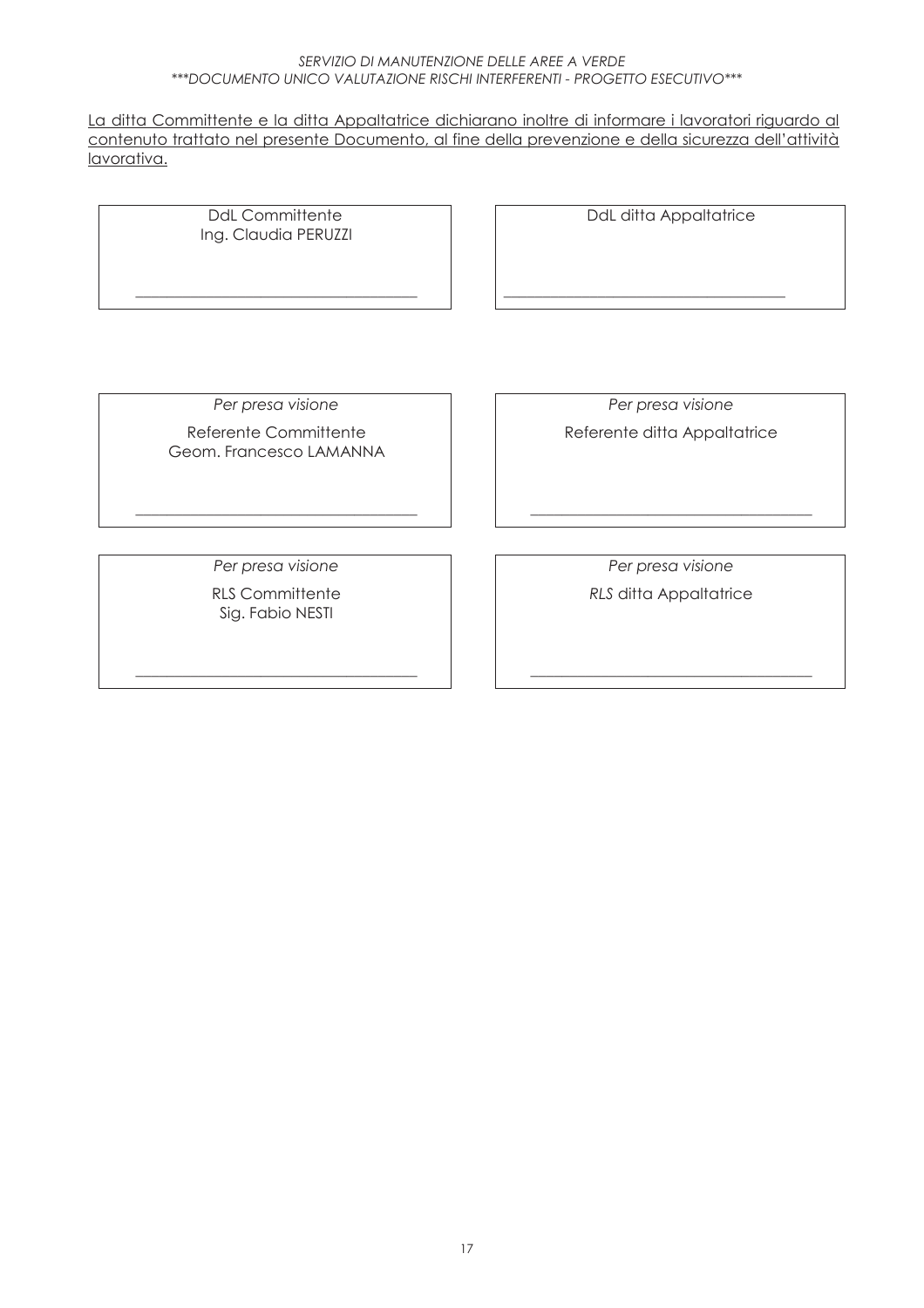<u>La ditta Committente e la ditta Appaltatrice dichiarano inoltre di informare i lavoratori riguardo al contenuto trattato nel presente Documento, al fine della prevenzione e della sicurezza dell'attività lavorativa.</u>

| DdL Committente<br>Ing. Claudia PERUZZI<br><br>\_\_\_\_\_\_\_\_\_\_\_\_\_\_\_\_\_\_\_\_\_\_\_\_\_\_\_\_\_\_\_\_\_\_\_ | DdL ditta Appaltatrice<br><br><br>\_\_\_\_\_\_\_\_\_\_\_\_\_\_\_\_\_\_\_\_\_\_\_\_\_\_\_\_\_\_\_\_\_\_\_ |
|---|---|

| *Per presa visione*<br>Referente Committente<br>Geom. Francesco LAMANNA<br><br>\_\_\_\_\_\_\_\_\_\_\_\_\_\_\_\_\_\_\_\_\_\_\_\_\_\_\_\_\_\_\_\_\_\_\_ | *Per presa visione*<br>Referente ditta Appaltatrice<br><br><br>\_\_\_\_\_\_\_\_\_\_\_\_\_\_\_\_\_\_\_\_\_\_\_\_\_\_\_\_\_\_\_\_\_\_\_ |
|---|---|
| *Per presa visione*<br>RLS Committente<br>Sig. Fabio NESTI<br><br>\_\_\_\_\_\_\_\_\_\_\_\_\_\_\_\_\_\_\_\_\_\_\_\_\_\_\_\_\_\_\_\_\_\_\_ | *Per presa visione*<br>*RLS* ditta Appaltatrice<br><br><br>\_\_\_\_\_\_\_\_\_\_\_\_\_\_\_\_\_\_\_\_\_\_\_\_\_\_\_\_\_\_\_\_\_\_\_ |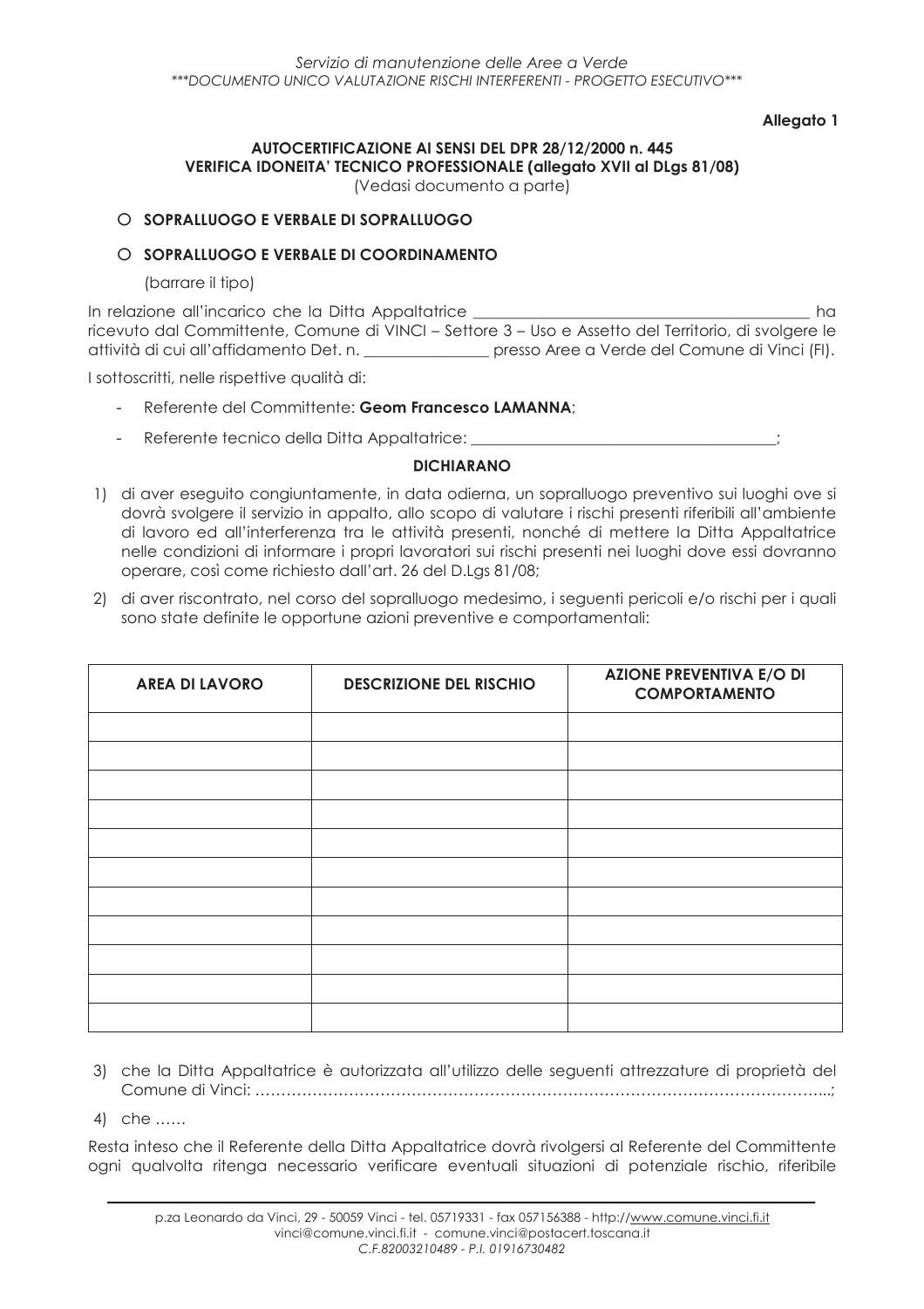**Allegato 1**

**AUTOCERTIFICAZIONE AI SENSI DEL DPR 28/12/2000 n. 445**
**VERIFICA IDONEITA' TECNICO PROFESSIONALE (allegato XVII al DLgs 81/08)**
(Vedasi documento a parte)

- ○ **SOPRALLUOGO E VERBALE DI SOPRALLUOGO**
- ○ **SOPRALLUOGO E VERBALE DI COORDINAMENTO**

(barrare il tipo)

In relazione all'incarico che la Ditta Appaltatrice ____________________________________________ ha ricevuto dal Committente, Comune di VINCI – Settore 3 – Uso e Assetto del Territorio, di svolgere le attività di cui all'affidamento Det. n. ________________ presso Aree a Verde del Comune di Vinci (FI).

I sottoscritti, nelle rispettive qualità di:

- Referente del Committente: **Geom Francesco LAMANNA**;
- Referente tecnico della Ditta Appaltatrice: ________________________________________;

**DICHIARANO**

1) di aver eseguito congiuntamente, in data odierna, un sopralluogo preventivo sui luoghi ove si dovrà svolgere il servizio in appalto, allo scopo di valutare i rischi presenti riferibili all'ambiente di lavoro ed all'interferenza tra le attività presenti, nonché di mettere la Ditta Appaltatrice nelle condizioni di informare i propri lavoratori sui rischi presenti nei luoghi dove essi dovranno operare, così come richiesto dall'art. 26 del D.Lgs 81/08;
2) di aver riscontrato, nel corso del sopralluogo medesimo, i seguenti pericoli e/o rischi per i quali sono state definite le opportune azioni preventive e comportamentali:

| AREA DI LAVORO | DESCRIZIONE DEL RISCHIO | AZIONE PREVENTIVA E/O DI COMPORTAMENTO |
|---|---|---|
| | | |
| | | |
| | | |
| | | |
| | | |
| | | |
| | | |
| | | |
| | | |
| | | |
| | | |

3) che la Ditta Appaltatrice è autorizzata all'utilizzo delle seguenti attrezzature di proprietà del Comune di Vinci: …………………………………………………………………………………………………..;
4) che ……

Resta inteso che il Referente della Ditta Appaltatrice dovrà rivolgersi al Referente del Committente ogni qualvolta ritenga necessario verificare eventuali situazioni di potenziale rischio, riferibile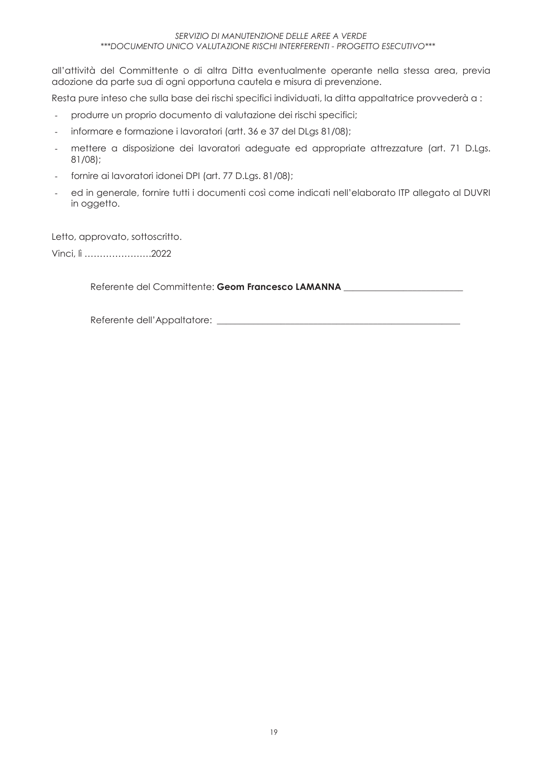all'attività del Committente o di altra Ditta eventualmente operante nella stessa area, previa adozione da parte sua di ogni opportuna cautela e misura di prevenzione.

Resta pure inteso che sulla base dei rischi specifici individuati, la ditta appaltatrice provvederà a :

- produrre un proprio documento di valutazione dei rischi specifici;
- informare e formazione i lavoratori (artt. 36 e 37 del DLgs 81/08);
- mettere a disposizione dei lavoratori adeguate ed appropriate attrezzature (art. 71 D.Lgs. 81/08);
- fornire ai lavoratori idonei DPI (art. 77 D.Lgs. 81/08);
- ed in generale, fornire tutti i documenti così come indicati nell'elaborato ITP allegato al DUVRI in oggetto.

Letto, approvato, sottoscritto.

Vinci, lì ………………….2022

Referente del Committente: **Geom Francesco LAMANNA** ___________________________

Referente dell'Appaltatore: ________________________________________________________